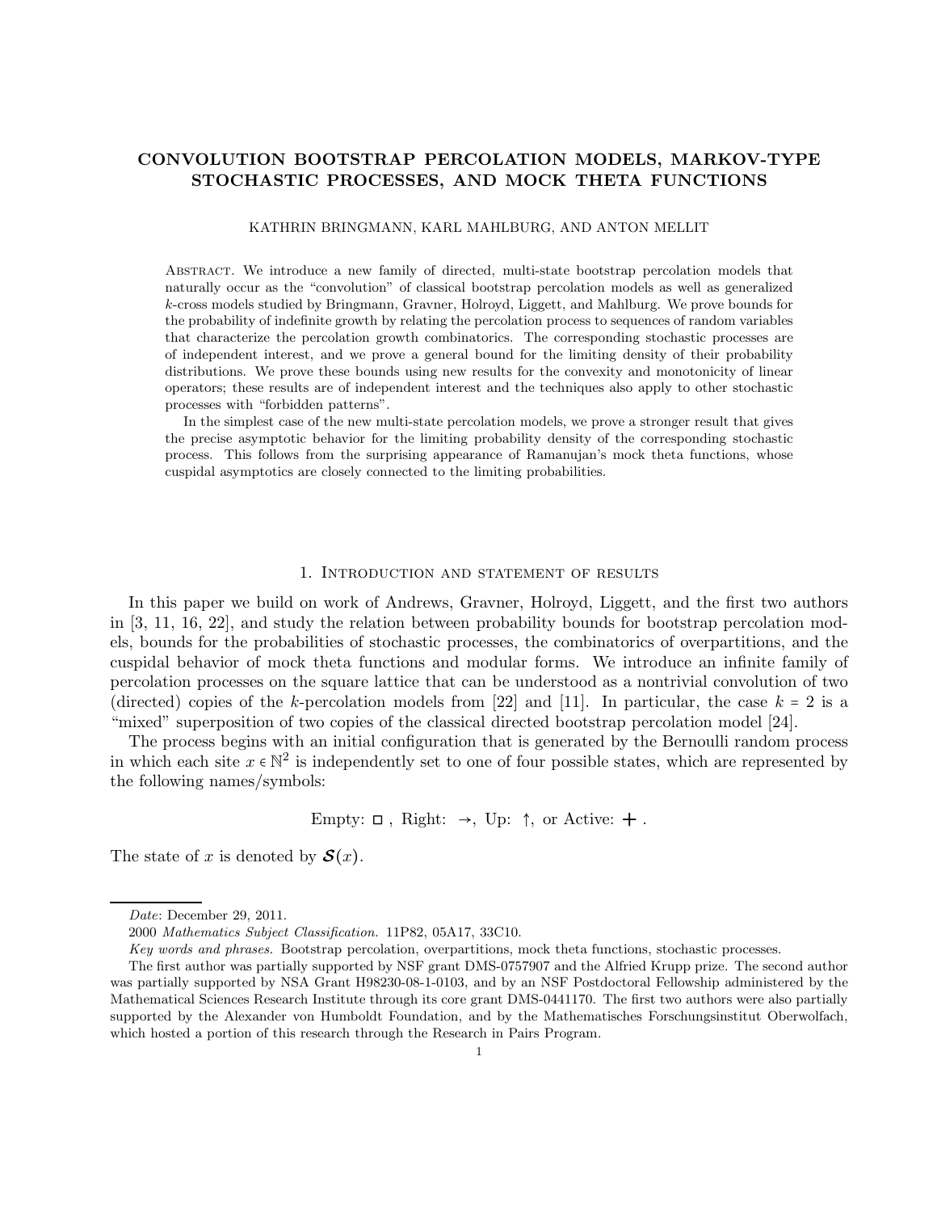# CONVOLUTION BOOTSTRAP PERCOLATION MODELS, MARKOV-TYPE STOCHASTIC PROCESSES, AND MOCK THETA FUNCTIONS

KATHRIN BRINGMANN, KARL MAHLBURG, AND ANTON MELLIT

Abstract. We introduce a new family of directed, multi-state bootstrap percolation models that naturally occur as the "convolution" of classical bootstrap percolation models as well as generalized $k$-cross models studied by Bringmann, Gravner, Holroyd, Liggett, and Mahlburg. We prove bounds for the probability of indefinite growth by relating the percolation process to sequences of random variables that characterize the percolation growth combinatorics. The corresponding stochastic processes are of independent interest, and we prove a general bound for the limiting density of their probability distributions. We prove these bounds using new results for the convexity and monotonicity of linear operators; these results are of independent interest and the techniques also apply to other stochastic processes with "forbidden patterns".

In the simplest case of the new multi-state percolation models, we prove a stronger result that gives the precise asymptotic behavior for the limiting probability density of the corresponding stochastic process. This follows from the surprising appearance of Ramanujan's mock theta functions, whose cuspidal asymptotics are closely connected to the limiting probabilities.

## 1. Introduction and statement of results

In this paper we build on work of Andrews, Gravner, Holroyd, Liggett, and the first two authors in [3, 11, 16, 22], and study the relation between probability bounds for bootstrap percolation models, bounds for the probabilities of stochastic processes, the combinatorics of overpartitions, and the cuspidal behavior of mock theta functions and modular forms. We introduce an infinite family of percolation processes on the square lattice that can be understood as a nontrivial convolution of two (directed) copies of the $k$-percolation models from [22] and [11]. In particular, the case $k = 2$ is a "mixed" superposition of two copies of the classical directed bootstrap percolation model [24].

The process begins with an initial configuration that is generated by the Bernoulli random process in which each site $x \in \mathbb{N}^2$ is independently set to one of four possible states, which are represented by the following names/symbols:

$$\text{Empty: } \square\ , \text{ Right: } \rightarrow, \text{ Up: } \uparrow, \text{ or Active: } \boldsymbol{+}\ .$$

The state of $x$ is denoted by $\boldsymbol{\mathcal{S}}(x)$.

---

*Date*: December 29, 2011.

2000 *Mathematics Subject Classification.* 11P82, 05A17, 33C10.

*Key words and phrases.* Bootstrap percolation, overpartitions, mock theta functions, stochastic processes.

The first author was partially supported by NSF grant DMS-0757907 and the Alfried Krupp prize. The second author was partially supported by NSA Grant H98230-08-1-0103, and by an NSF Postdoctoral Fellowship administered by the Mathematical Sciences Research Institute through its core grant DMS-0441170. The first two authors were also partially supported by the Alexander von Humboldt Foundation, and by the Mathematisches Forschungsinstitut Oberwolfach, which hosted a portion of this research through the Research in Pairs Program.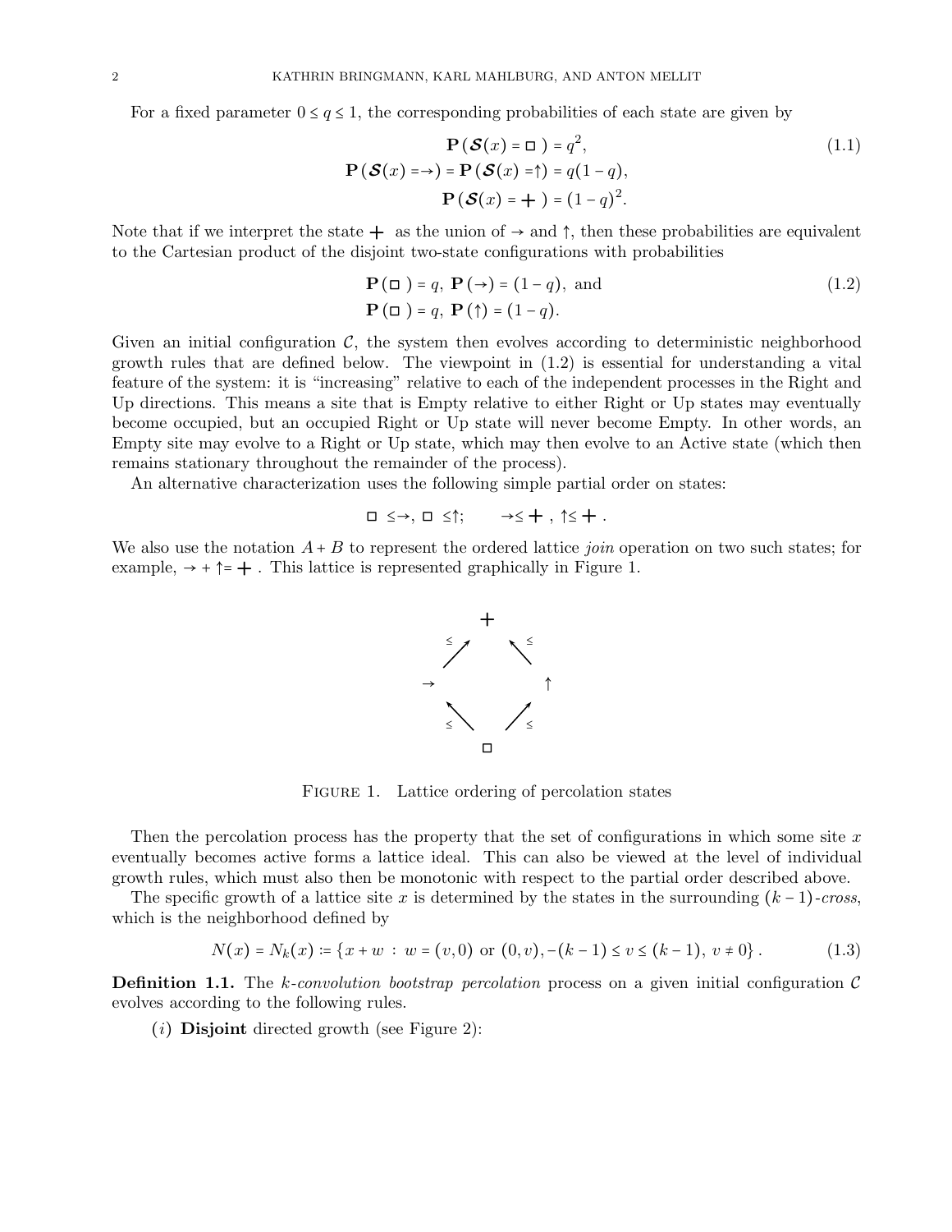For a fixed parameter $0 \le q \le 1$, the corresponding probabilities of each state are given by

$$\begin{aligned} \mathbf{P}(\boldsymbol{\mathcal{S}}(x) = \square) &= q^2, \\ \mathbf{P}(\boldsymbol{\mathcal{S}}(x) = \rightarrow) = \mathbf{P}(\boldsymbol{\mathcal{S}}(x) = \uparrow) &= q(1-q), \\ \mathbf{P}(\boldsymbol{\mathcal{S}}(x) = +) &= (1-q)^2. \end{aligned} \tag{1.1}$$

Note that if we interpret the state $+$ as the union of $\rightarrow$ and $\uparrow$, then these probabilities are equivalent to the Cartesian product of the disjoint two-state configurations with probabilities

$$\begin{aligned} &\mathbf{P}(\square) = q, \ \mathbf{P}(\rightarrow) = (1-q), \text{ and} \\ &\mathbf{P}(\square) = q, \ \mathbf{P}(\uparrow) = (1-q). \end{aligned} \tag{1.2}$$

Given an initial configuration $\mathcal{C}$, the system then evolves according to deterministic neighborhood growth rules that are defined below. The viewpoint in (1.2) is essential for understanding a vital feature of the system: it is "increasing" relative to each of the independent processes in the Right and Up directions. This means a site that is Empty relative to either Right or Up states may eventually become occupied, but an occupied Right or Up state will never become Empty. In other words, an Empty site may evolve to a Right or Up state, which may then evolve to an Active state (which then remains stationary throughout the remainder of the process).

An alternative characterization uses the following simple partial order on states:

$$\square \le \rightarrow, \ \square \le \uparrow; \qquad \rightarrow \le +, \ \uparrow \le +.$$

We also use the notation $A + B$ to represent the ordered lattice *join* operation on two such states; for example, $\rightarrow + \uparrow = +$. This lattice is represented graphically in Figure 1.

Figure 1. Lattice ordering of percolation states

Then the percolation process has the property that the set of configurations in which some site $x$ eventually becomes active forms a lattice ideal. This can also be viewed at the level of individual growth rules, which must also then be monotonic with respect to the partial order described above.

The specific growth of a lattice site $x$ is determined by the states in the surrounding $(k-1)$*-cross*, which is the neighborhood defined by

$$N(x) = N_k(x) := \{x + w \ : \ w = (v, 0) \text{ or } (0, v), -(k-1) \le v \le (k-1), \ v \ne 0\}. \tag{1.3}$$

**Definition 1.1.** The *k-convolution bootstrap percolation* process on a given initial configuration $\mathcal{C}$ evolves according to the following rules.

($i$) **Disjoint** directed growth (see Figure 2):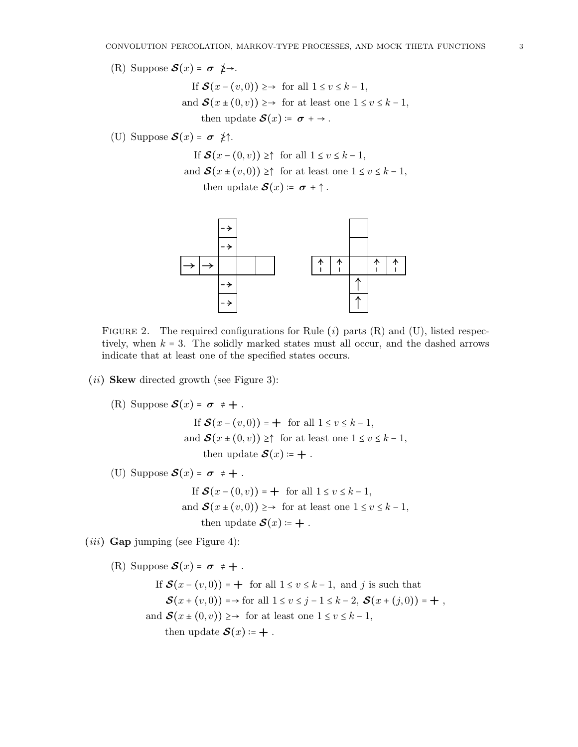(R) Suppose $\boldsymbol{\mathcal{S}}(x) = \boldsymbol{\sigma} \ngeq \rightarrow$.

$$\text{If } \boldsymbol{\mathcal{S}}(x-(v,0)) \geq \rightarrow \text{ for all } 1 \leq v \leq k-1,$$
$$\text{and } \boldsymbol{\mathcal{S}}(x \pm (0,v)) \geq \rightarrow \text{ for at least one } 1 \leq v \leq k-1,$$
$$\text{then update } \boldsymbol{\mathcal{S}}(x) \coloneqq \boldsymbol{\sigma} + \rightarrow .$$

(U) Suppose $\boldsymbol{\mathcal{S}}(x) = \boldsymbol{\sigma} \ngeq \uparrow$.

$$\text{If } \boldsymbol{\mathcal{S}}(x-(0,v)) \geq \uparrow \text{ for all } 1 \leq v \leq k-1,$$
$$\text{and } \boldsymbol{\mathcal{S}}(x \pm (v,0)) \geq \uparrow \text{ for at least one } 1 \leq v \leq k-1,$$
$$\text{then update } \boldsymbol{\mathcal{S}}(x) \coloneqq \boldsymbol{\sigma} + \uparrow .$$

FIGURE 2. The required configurations for Rule $(i)$ parts (R) and (U), listed respectively, when $k = 3$. The solidly marked states must all occur, and the dashed arrows indicate that at least one of the specified states occurs.

$(ii)$ **Skew** directed growth (see Figure 3):

(R) Suppose $\boldsymbol{\mathcal{S}}(x) = \boldsymbol{\sigma} \neq +$.

$$\text{If } \boldsymbol{\mathcal{S}}(x-(v,0)) = + \text{ for all } 1 \leq v \leq k-1,$$
$$\text{and } \boldsymbol{\mathcal{S}}(x \pm (0,v)) \geq \uparrow \text{ for at least one } 1 \leq v \leq k-1,$$
$$\text{then update } \boldsymbol{\mathcal{S}}(x) \coloneqq + .$$

(U) Suppose $\boldsymbol{\mathcal{S}}(x) = \boldsymbol{\sigma} \neq +$.

$$\text{If } \boldsymbol{\mathcal{S}}(x-(0,v)) = + \text{ for all } 1 \leq v \leq k-1,$$
$$\text{and } \boldsymbol{\mathcal{S}}(x \pm (v,0)) \geq \rightarrow \text{ for at least one } 1 \leq v \leq k-1,$$
$$\text{then update } \boldsymbol{\mathcal{S}}(x) \coloneqq + .$$

$(iii)$ **Gap** jumping (see Figure 4):

(R) Suppose $\boldsymbol{\mathcal{S}}(x) = \boldsymbol{\sigma} \neq +$.

$$\text{If } \boldsymbol{\mathcal{S}}(x-(v,0)) = + \text{ for all } 1 \leq v \leq k-1, \text{ and } j \text{ is such that}$$
$$\boldsymbol{\mathcal{S}}(x+(v,0)) = \rightarrow \text{ for all } 1 \leq v \leq j-1 \leq k-2,\ \boldsymbol{\mathcal{S}}(x+(j,0)) = + ,$$
$$\text{and } \boldsymbol{\mathcal{S}}(x \pm (0,v)) \geq \rightarrow \text{ for at least one } 1 \leq v \leq k-1,$$
$$\text{then update } \boldsymbol{\mathcal{S}}(x) \coloneqq + .$$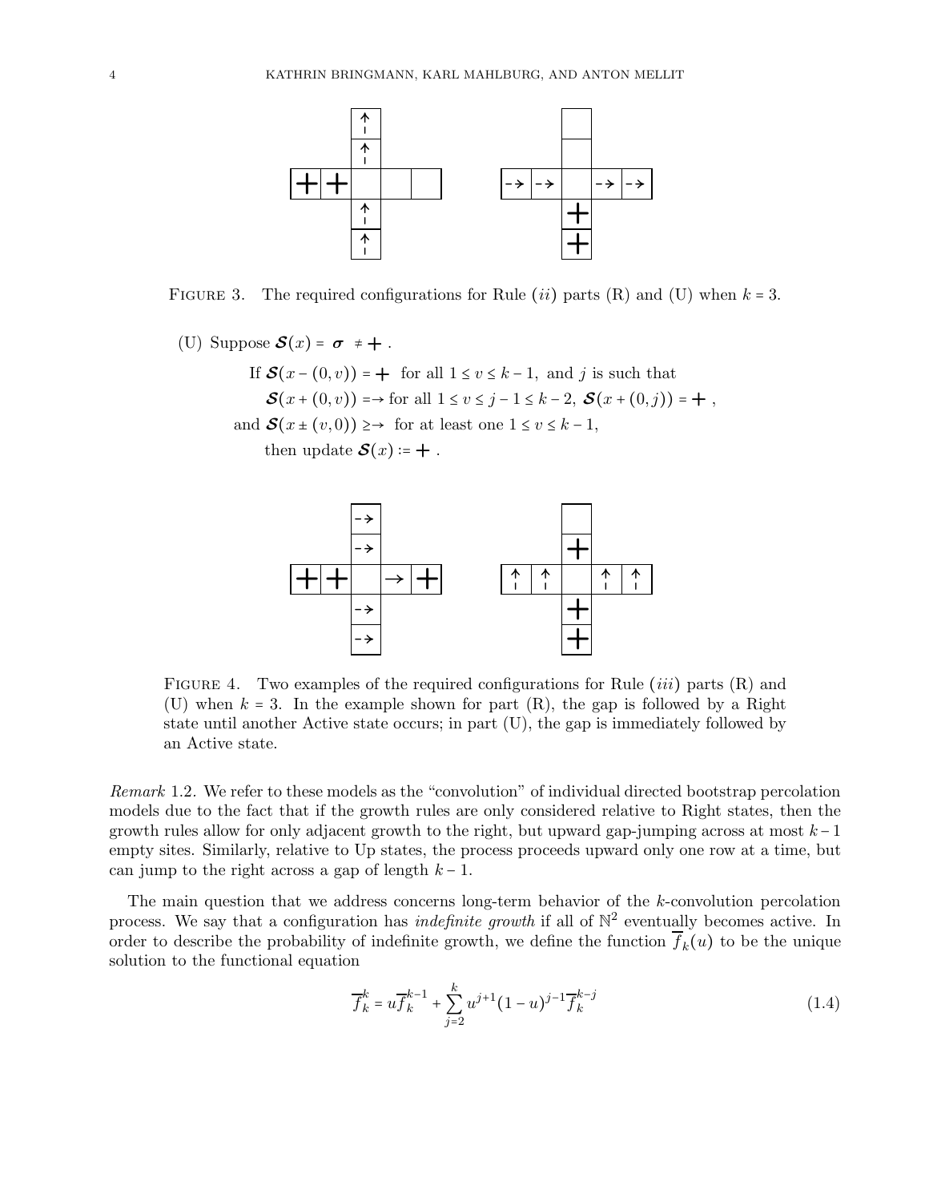FIGURE 3. The required configurations for Rule $(ii)$ parts (R) and (U) when $k = 3$.

(U) Suppose $\boldsymbol{\mathcal{S}}(x) = \boldsymbol{\sigma} \neq +$.

$$\begin{aligned}
&\text{If } \boldsymbol{\mathcal{S}}(x-(0,v)) = + \text{ for all } 1 \le v \le k-1, \text{ and } j \text{ is such that} \\
&\quad \boldsymbol{\mathcal{S}}(x+(0,v)) = \rightarrow \text{ for all } 1 \le v \le j-1 \le k-2,\ \boldsymbol{\mathcal{S}}(x+(0,j)) = +, \\
&\text{and } \boldsymbol{\mathcal{S}}(x \pm (v,0)) \ge \rightarrow \text{ for at least one } 1 \le v \le k-1, \\
&\quad \text{then update } \boldsymbol{\mathcal{S}}(x) := +.
\end{aligned}$$

FIGURE 4. Two examples of the required configurations for Rule $(iii)$ parts (R) and (U) when $k = 3$. In the example shown for part (R), the gap is followed by a Right state until another Active state occurs; in part (U), the gap is immediately followed by an Active state.

*Remark* 1.2. We refer to these models as the "convolution" of individual directed bootstrap percolation models due to the fact that if the growth rules are only considered relative to Right states, then the growth rules allow for only adjacent growth to the right, but upward gap-jumping across at most $k-1$ empty sites. Similarly, relative to Up states, the process proceeds upward only one row at a time, but can jump to the right across a gap of length $k-1$.

The main question that we address concerns long-term behavior of the $k$-convolution percolation process. We say that a configuration has *indefinite growth* if all of $\mathbb{N}^2$ eventually becomes active. In order to describe the probability of indefinite growth, we define the function $\overline{f}_k(u)$ to be the unique solution to the functional equation

$$\overline{f}_k^k = u\overline{f}_k^{k-1} + \sum_{j=2}^{k} u^{j+1}(1-u)^{j-1}\overline{f}_k^{k-j} \tag{1.4}$$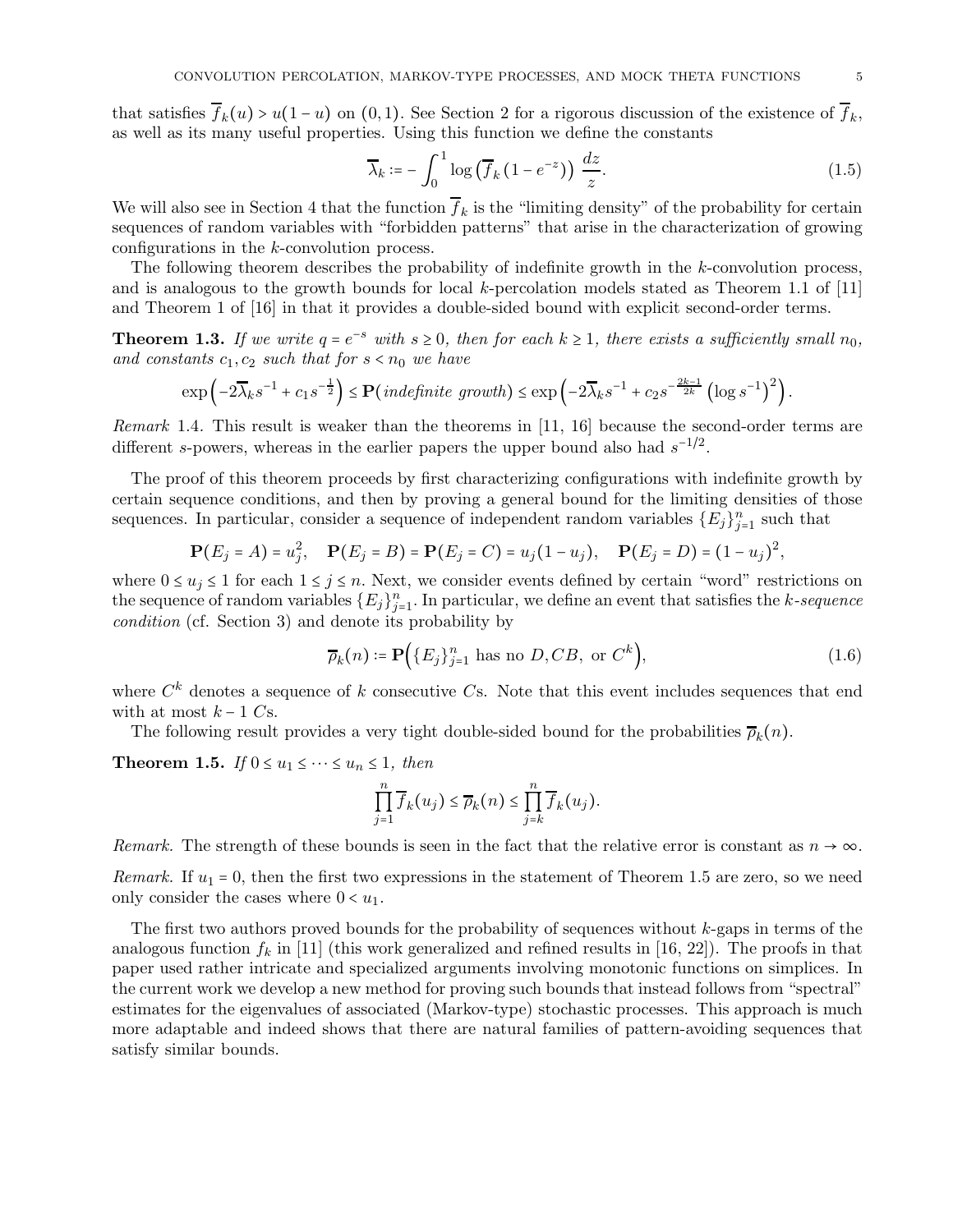that satisfies $\overline{f}_k(u) > u(1-u)$ on $(0,1)$. See Section 2 for a rigorous discussion of the existence of $\overline{f}_k$, as well as its many useful properties. Using this function we define the constants

$$\overline{\lambda}_k := -\int_0^1 \log\left(\overline{f}_k\left(1-e^{-z}\right)\right)\,\frac{dz}{z}. \tag{1.5}$$

We will also see in Section 4 that the function $\overline{f}_k$ is the "limiting density" of the probability for certain sequences of random variables with "forbidden patterns" that arise in the characterization of growing configurations in the $k$-convolution process.

The following theorem describes the probability of indefinite growth in the $k$-convolution process, and is analogous to the growth bounds for local $k$-percolation models stated as Theorem 1.1 of [11] and Theorem 1 of [16] in that it provides a double-sided bound with explicit second-order terms.

**Theorem 1.3.** *If we write $q = e^{-s}$ with $s \geq 0$, then for each $k \geq 1$, there exists a sufficiently small $n_0$, and constants $c_1, c_2$ such that for $s < n_0$ we have*

$$\exp\left(-2\overline{\lambda}_k s^{-1} + c_1 s^{-\frac{1}{2}}\right) \leq \mathbf{P}(\textit{indefinite growth}) \leq \exp\left(-2\overline{\lambda}_k s^{-1} + c_2 s^{-\frac{2k-1}{2k}}\left(\log s^{-1}\right)^2\right).$$

*Remark* 1.4. This result is weaker than the theorems in [11, 16] because the second-order terms are different $s$-powers, whereas in the earlier papers the upper bound also had $s^{-1/2}$.

The proof of this theorem proceeds by first characterizing configurations with indefinite growth by certain sequence conditions, and then by proving a general bound for the limiting densities of those sequences. In particular, consider a sequence of independent random variables $\{E_j\}_{j=1}^n$ such that

$$\mathbf{P}(E_j = A) = u_j^2, \quad \mathbf{P}(E_j = B) = \mathbf{P}(E_j = C) = u_j(1-u_j), \quad \mathbf{P}(E_j = D) = (1-u_j)^2,$$

where $0 \leq u_j \leq 1$ for each $1 \leq j \leq n$. Next, we consider events defined by certain "word" restrictions on the sequence of random variables $\{E_j\}_{j=1}^n$. In particular, we define an event that satisfies the *$k$-sequence condition* (cf. Section 3) and denote its probability by

$$\overline{\rho}_k(n) := \mathbf{P}\left(\{E_j\}_{j=1}^n \text{ has no } D, CB, \text{ or } C^k\right), \tag{1.6}$$

where $C^k$ denotes a sequence of $k$ consecutive $C$s. Note that this event includes sequences that end with at most $k-1$ $C$s.

The following result provides a very tight double-sided bound for the probabilities $\overline{\rho}_k(n)$.

**Theorem 1.5.** *If $0 \leq u_1 \leq \cdots \leq u_n \leq 1$, then*

$$\prod_{j=1}^n \overline{f}_k(u_j) \leq \overline{\rho}_k(n) \leq \prod_{j=k}^n \overline{f}_k(u_j).$$

*Remark.* The strength of these bounds is seen in the fact that the relative error is constant as $n \to \infty$.

*Remark.* If $u_1 = 0$, then the first two expressions in the statement of Theorem 1.5 are zero, so we need only consider the cases where $0 < u_1$.

The first two authors proved bounds for the probability of sequences without $k$-gaps in terms of the analogous function $f_k$ in [11] (this work generalized and refined results in [16, 22]). The proofs in that paper used rather intricate and specialized arguments involving monotonic functions on simplices. In the current work we develop a new method for proving such bounds that instead follows from "spectral" estimates for the eigenvalues of associated (Markov-type) stochastic processes. This approach is much more adaptable and indeed shows that there are natural families of pattern-avoiding sequences that satisfy similar bounds.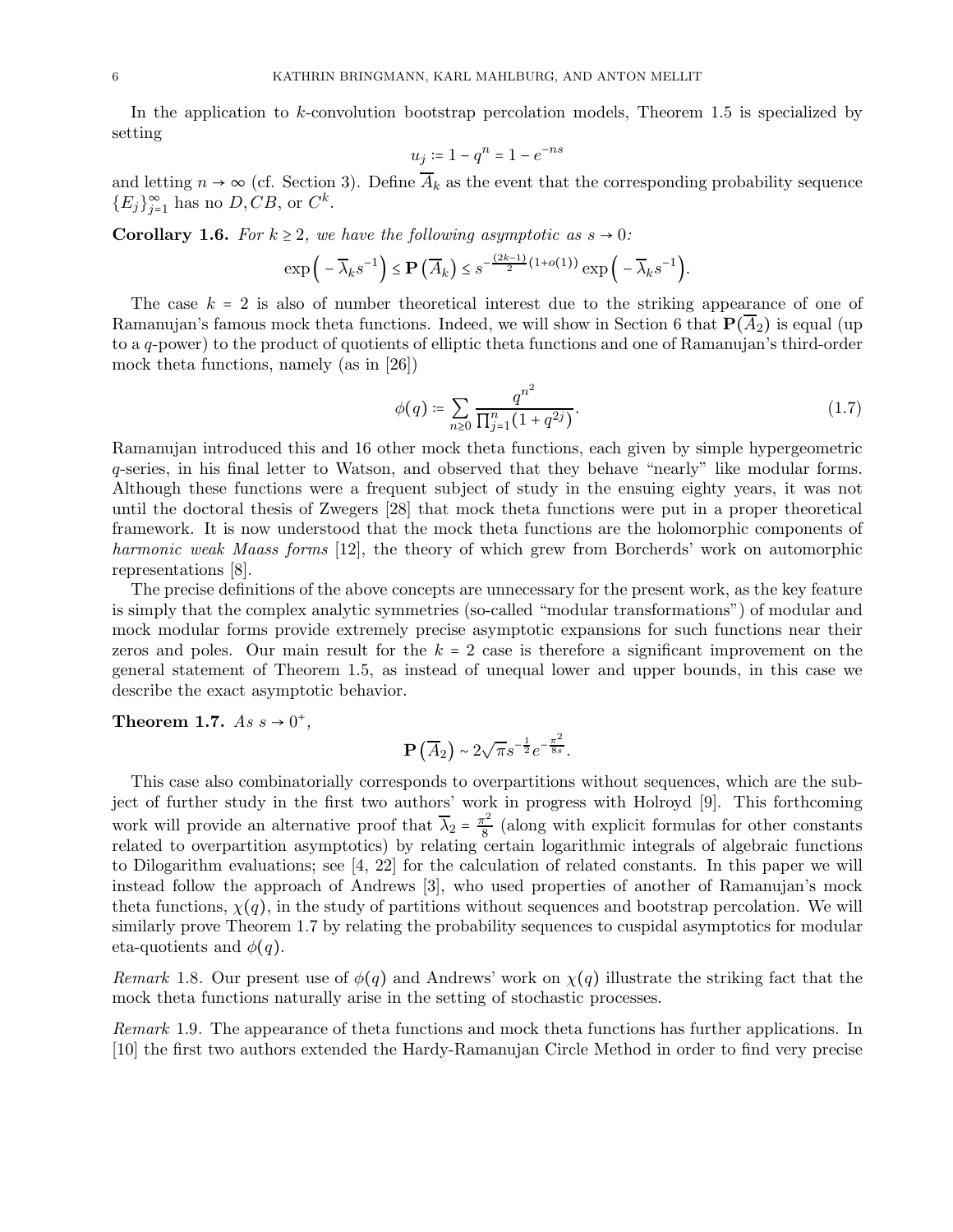In the application to $k$-convolution bootstrap percolation models, Theorem 1.5 is specialized by setting

$$u_j := 1 - q^n = 1 - e^{-ns}$$

and letting $n \to \infty$ (cf. Section 3). Define $\overline{A}_k$ as the event that the corresponding probability sequence $\{E_j\}_{j=1}^{\infty}$ has no $D, CB$, or $C^k$.

**Corollary 1.6.** *For $k \geq 2$, we have the following asymptotic as $s \to 0$:*

$$\exp\Big(-\overline{\lambda}_k s^{-1}\Big) \leq \mathbf{P}\left(\overline{A}_k\right) \leq s^{-\frac{(2k-1)}{2}(1+o(1))} \exp\Big(-\overline{\lambda}_k s^{-1}\Big).$$

The case $k = 2$ is also of number theoretical interest due to the striking appearance of one of Ramanujan's famous mock theta functions. Indeed, we will show in Section 6 that $\mathbf{P}(\overline{A}_2)$ is equal (up to a $q$-power) to the product of quotients of elliptic theta functions and one of Ramanujan's third-order mock theta functions, namely (as in [26])

$$\phi(q) := \sum_{n\geq 0} \frac{q^{n^2}}{\prod_{j=1}^{n}(1+q^{2j})}. \tag{1.7}$$

Ramanujan introduced this and 16 other mock theta functions, each given by simple hypergeometric $q$-series, in his final letter to Watson, and observed that they behave "nearly" like modular forms. Although these functions were a frequent subject of study in the ensuing eighty years, it was not until the doctoral thesis of Zwegers [28] that mock theta functions were put in a proper theoretical framework. It is now understood that the mock theta functions are the holomorphic components of *harmonic weak Maass forms* [12], the theory of which grew from Borcherds' work on automorphic representations [8].

The precise definitions of the above concepts are unnecessary for the present work, as the key feature is simply that the complex analytic symmetries (so-called "modular transformations") of modular and mock modular forms provide extremely precise asymptotic expansions for such functions near their zeros and poles. Our main result for the $k = 2$ case is therefore a significant improvement on the general statement of Theorem 1.5, as instead of unequal lower and upper bounds, in this case we describe the exact asymptotic behavior.

**Theorem 1.7.** *As $s \to 0^+$,*

$$\mathbf{P}\left(\overline{A}_2\right) \sim 2\sqrt{\pi} s^{-\frac{1}{2}} e^{-\frac{\pi^2}{8s}}.$$

This case also combinatorially corresponds to overpartitions without sequences, which are the subject of further study in the first two authors' work in progress with Holroyd [9]. This forthcoming work will provide an alternative proof that $\overline{\lambda}_2 = \frac{\pi^2}{8}$ (along with explicit formulas for other constants related to overpartition asymptotics) by relating certain logarithmic integrals of algebraic functions to Dilogarithm evaluations; see [4, 22] for the calculation of related constants. In this paper we will instead follow the approach of Andrews [3], who used properties of another of Ramanujan's mock theta functions, $\chi(q)$, in the study of partitions without sequences and bootstrap percolation. We will similarly prove Theorem 1.7 by relating the probability sequences to cuspidal asymptotics for modular eta-quotients and $\phi(q)$.

*Remark* 1.8. Our present use of $\phi(q)$ and Andrews' work on $\chi(q)$ illustrate the striking fact that the mock theta functions naturally arise in the setting of stochastic processes.

*Remark* 1.9. The appearance of theta functions and mock theta functions has further applications. In [10] the first two authors extended the Hardy-Ramanujan Circle Method in order to find very precise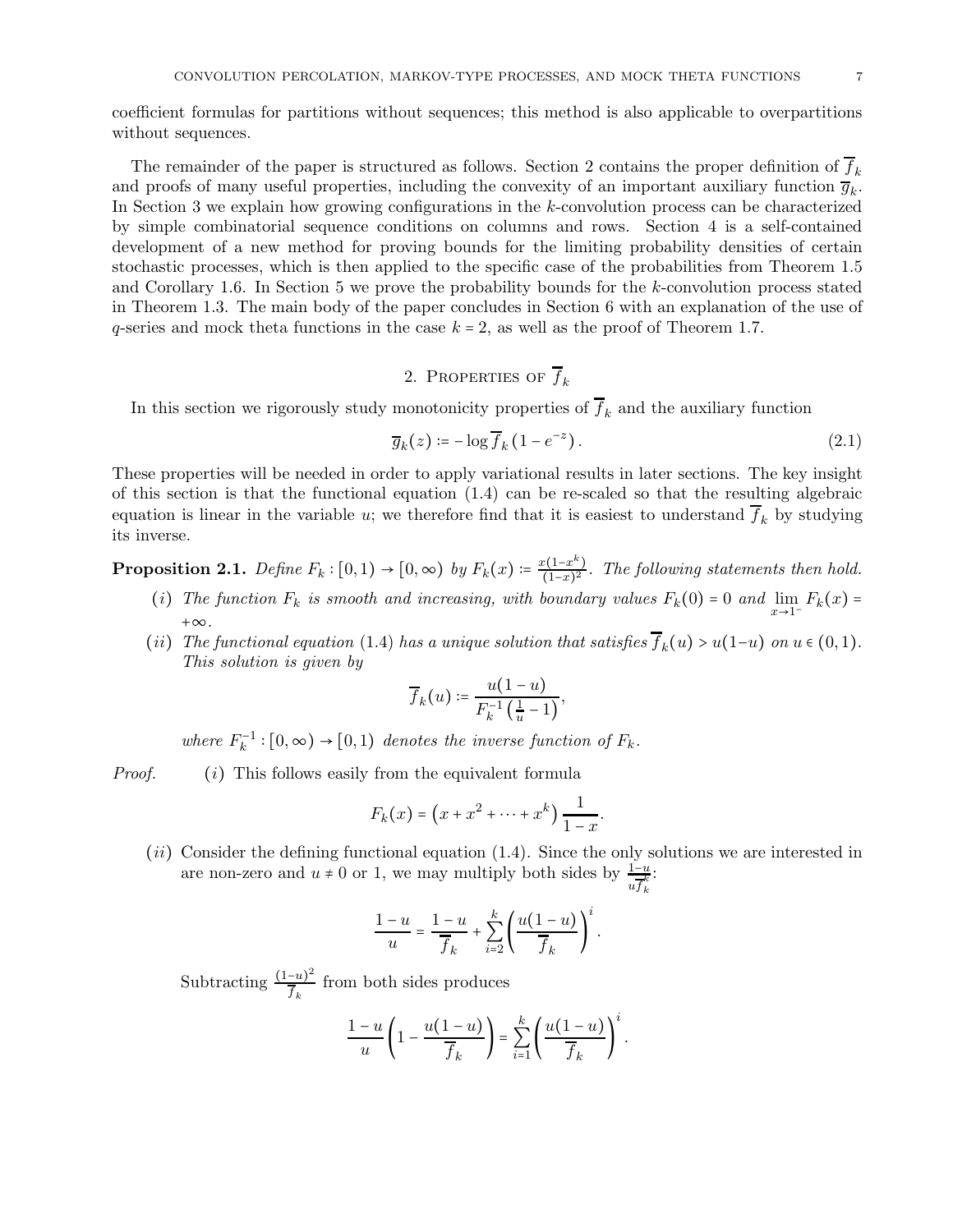coefficient formulas for partitions without sequences; this method is also applicable to overpartitions without sequences.

The remainder of the paper is structured as follows. Section 2 contains the proper definition of $\overline{f}_k$ and proofs of many useful properties, including the convexity of an important auxiliary function $\overline{g}_k$. In Section 3 we explain how growing configurations in the $k$-convolution process can be characterized by simple combinatorial sequence conditions on columns and rows. Section 4 is a self-contained development of a new method for proving bounds for the limiting probability densities of certain stochastic processes, which is then applied to the specific case of the probabilities from Theorem 1.5 and Corollary 1.6. In Section 5 we prove the probability bounds for the $k$-convolution process stated in Theorem 1.3. The main body of the paper concludes in Section 6 with an explanation of the use of $q$-series and mock theta functions in the case $k=2$, as well as the proof of Theorem 1.7.

## 2. Properties of $\overline{f}_k$

In this section we rigorously study monotonicity properties of $\overline{f}_k$ and the auxiliary function

$$\overline{g}_k(z) := -\log \overline{f}_k\left(1-e^{-z}\right). \tag{2.1}$$

These properties will be needed in order to apply variational results in later sections. The key insight of this section is that the functional equation (1.4) can be re-scaled so that the resulting algebraic equation is linear in the variable $u$; we therefore find that it is easiest to understand $\overline{f}_k$ by studying its inverse.

**Proposition 2.1.** *Define $F_k : [0,1) \to [0,\infty)$ by $F_k(x) := \frac{x(1-x^k)}{(1-x)^2}$. The following statements then hold.*

- $(i)$ *The function $F_k$ is smooth and increasing, with boundary values $F_k(0)=0$ and $\lim_{x\to 1^-} F_k(x) = +\infty$.*
- $(ii)$ *The functional equation (1.4) has a unique solution that satisfies $\overline{f}_k(u) > u(1-u)$ on $u \in (0,1)$. This solution is given by*

$$\overline{f}_k(u) := \frac{u(1-u)}{F_k^{-1}\left(\frac{1}{u}-1\right)},$$

*where $F_k^{-1} : [0,\infty) \to [0,1)$ denotes the inverse function of $F_k$.*

*Proof.* $(i)$ This follows easily from the equivalent formula

$$F_k(x) = \left(x + x^2 + \cdots + x^k\right)\frac{1}{1-x}.$$

$(ii)$ Consider the defining functional equation (1.4). Since the only solutions we are interested in are non-zero and $u \neq 0$ or 1, we may multiply both sides by $\frac{1-u}{u\overline{f}_k^k}$:

$$\frac{1-u}{u} = \frac{1-u}{\overline{f}_k} + \sum_{i=2}^{k}\left(\frac{u(1-u)}{\overline{f}_k}\right)^i.$$

Subtracting $\frac{(1-u)^2}{\overline{f}_k}$ from both sides produces

$$\frac{1-u}{u}\left(1 - \frac{u(1-u)}{\overline{f}_k}\right) = \sum_{i=1}^{k}\left(\frac{u(1-u)}{\overline{f}_k}\right)^i.$$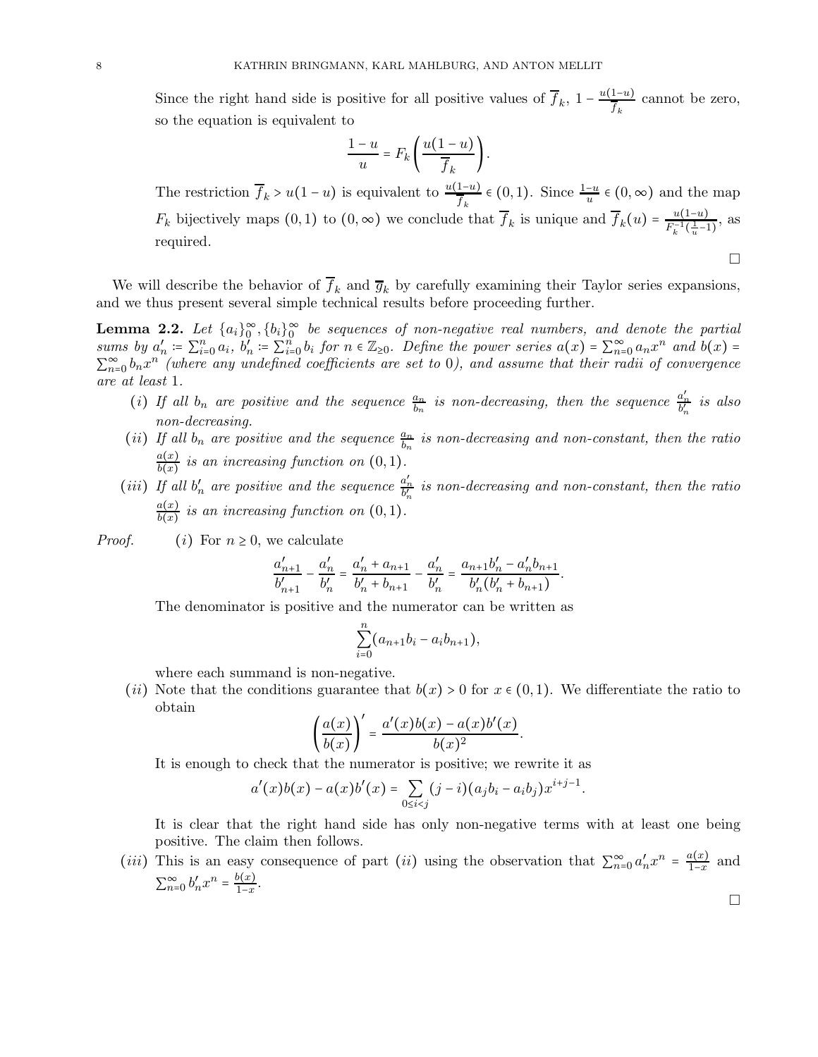Since the right hand side is positive for all positive values of $\overline{f}_k$, $1 - \frac{u(1-u)}{\overline{f}_k}$ cannot be zero, so the equation is equivalent to

$$\frac{1-u}{u} = F_k\left(\frac{u(1-u)}{\overline{f}_k}\right).$$

The restriction $\overline{f}_k > u(1-u)$ is equivalent to $\frac{u(1-u)}{\overline{f}_k} \in (0,1)$. Since $\frac{1-u}{u} \in (0,\infty)$ and the map $F_k$ bijectively maps $(0,1)$ to $(0,\infty)$ we conclude that $\overline{f}_k$ is unique and $\overline{f}_k(u) = \frac{u(1-u)}{F_k^{-1}(\frac{1}{u}-1)}$, as required.

□

We will describe the behavior of $\overline{f}_k$ and $\overline{g}_k$ by carefully examining their Taylor series expansions, and we thus present several simple technical results before proceeding further.

**Lemma 2.2.** *Let $\{a_i\}_0^\infty, \{b_i\}_0^\infty$ be sequences of non-negative real numbers, and denote the partial sums by $a_n' := \sum_{i=0}^n a_i$, $b_n' := \sum_{i=0}^n b_i$ for $n \in \mathbb{Z}_{\geq 0}$. Define the power series $a(x) = \sum_{n=0}^\infty a_n x^n$ and $b(x) = \sum_{n=0}^\infty b_n x^n$ (where any undefined coefficients are set to 0), and assume that their radii of convergence are at least 1.*

1. *(i) If all $b_n$ are positive and the sequence $\frac{a_n}{b_n}$ is non-decreasing, then the sequence $\frac{a_n'}{b_n'}$ is also non-decreasing.*
2. *(ii) If all $b_n$ are positive and the sequence $\frac{a_n}{b_n}$ is non-decreasing and non-constant, then the ratio $\frac{a(x)}{b(x)}$ is an increasing function on $(0,1)$.*
3. *(iii) If all $b_n'$ are positive and the sequence $\frac{a_n'}{b_n'}$ is non-decreasing and non-constant, then the ratio $\frac{a(x)}{b(x)}$ is an increasing function on $(0,1)$.*

*Proof.* (i) For $n \geq 0$, we calculate

$$\frac{a_{n+1}'}{b_{n+1}'} - \frac{a_n'}{b_n'} = \frac{a_n' + a_{n+1}}{b_n' + b_{n+1}} - \frac{a_n'}{b_n'} = \frac{a_{n+1}b_n' - a_n' b_{n+1}}{b_n'(b_n' + b_{n+1})}.$$

The denominator is positive and the numerator can be written as

$$\sum_{i=0}^n (a_{n+1}b_i - a_i b_{n+1}),$$

where each summand is non-negative.

(ii) Note that the conditions guarantee that $b(x) > 0$ for $x \in (0,1)$. We differentiate the ratio to obtain

$$\left(\frac{a(x)}{b(x)}\right)' = \frac{a'(x)b(x) - a(x)b'(x)}{b(x)^2}.$$

It is enough to check that the numerator is positive; we rewrite it as

$$a'(x)b(x) - a(x)b'(x) = \sum_{0 \leq i < j} (j-i)(a_j b_i - a_i b_j)x^{i+j-1}.$$

It is clear that the right hand side has only non-negative terms with at least one being positive. The claim then follows.

(iii) This is an easy consequence of part (ii) using the observation that $\sum_{n=0}^\infty a_n' x^n = \frac{a(x)}{1-x}$ and $\sum_{n=0}^\infty b_n' x^n = \frac{b(x)}{1-x}$.

□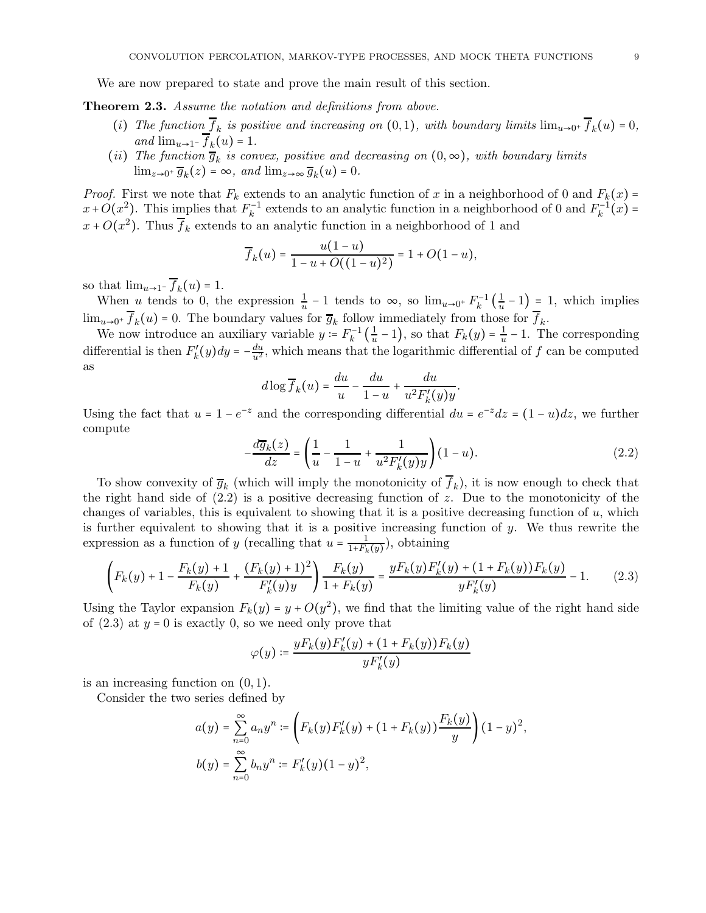We are now prepared to state and prove the main result of this section.

**Theorem 2.3.** *Assume the notation and definitions from above.*

- (*i*) *The function $\overline{f}_k$ is positive and increasing on $(0,1)$, with boundary limits $\lim_{u\to 0^+} \overline{f}_k(u) = 0$, and $\lim_{u\to 1^-} \overline{f}_k(u) = 1$.*
- (*ii*) *The function $\overline{g}_k$ is convex, positive and decreasing on $(0,\infty)$, with boundary limits $\lim_{z\to 0^+} \overline{g}_k(z) = \infty$, and $\lim_{z\to\infty} \overline{g}_k(u) = 0$.*

*Proof.* First we note that $F_k$ extends to an analytic function of $x$ in a neighborhood of 0 and $F_k(x) = x + O(x^2)$. This implies that $F_k^{-1}$ extends to an analytic function in a neighborhood of 0 and $F_k^{-1}(x) = x + O(x^2)$. Thus $\overline{f}_k$ extends to an analytic function in a neighborhood of 1 and

$$\overline{f}_k(u) = \frac{u(1-u)}{1-u+O((1-u)^2)} = 1 + O(1-u),$$

so that $\lim_{u\to 1^-} \overline{f}_k(u) = 1$.

When $u$ tends to 0, the expression $\frac{1}{u} - 1$ tends to $\infty$, so $\lim_{u\to 0^+} F_k^{-1}\left(\frac{1}{u}-1\right) = 1$, which implies $\lim_{u\to 0^+} \overline{f}_k(u) = 0$. The boundary values for $\overline{g}_k$ follow immediately from those for $\overline{f}_k$.

We now introduce an auxiliary variable $y := F_k^{-1}\left(\frac{1}{u}-1\right)$, so that $F_k(y) = \frac{1}{u} - 1$. The corresponding differential is then $F_k'(y)dy = -\frac{du}{u^2}$, which means that the logarithmic differential of $f$ can be computed as

$$d\log \overline{f}_k(u) = \frac{du}{u} - \frac{du}{1-u} + \frac{du}{u^2 F_k'(y)y}.$$

Using the fact that $u = 1 - e^{-z}$ and the corresponding differential $du = e^{-z}dz = (1-u)dz$, we further compute

$$-\frac{d\overline{g}_k(z)}{dz} = \left(\frac{1}{u} - \frac{1}{1-u} + \frac{1}{u^2 F_k'(y)y}\right)(1-u). \tag{2.2}$$

To show convexity of $\overline{g}_k$ (which will imply the monotonicity of $\overline{f}_k$), it is now enough to check that the right hand side of (2.2) is a positive decreasing function of $z$. Due to the monotonicity of the changes of variables, this is equivalent to showing that it is a positive decreasing function of $u$, which is further equivalent to showing that it is a positive increasing function of $y$. We thus rewrite the expression as a function of $y$ (recalling that $u = \frac{1}{1+F_k(y)}$), obtaining

$$\left(F_k(y) + 1 - \frac{F_k(y)+1}{F_k(y)} + \frac{(F_k(y)+1)^2}{F_k'(y)y}\right)\frac{F_k(y)}{1+F_k(y)} = \frac{yF_k(y)F_k'(y) + (1+F_k(y))F_k(y)}{yF_k'(y)} - 1. \tag{2.3}$$

Using the Taylor expansion $F_k(y) = y + O(y^2)$, we find that the limiting value of the right hand side of (2.3) at $y = 0$ is exactly 0, so we need only prove that

$$\varphi(y) := \frac{yF_k(y)F_k'(y) + (1+F_k(y))F_k(y)}{yF_k'(y)}$$

is an increasing function on $(0,1)$.

Consider the two series defined by

$$a(y) = \sum_{n=0}^{\infty} a_n y^n := \left(F_k(y)F_k'(y) + (1+F_k(y))\frac{F_k(y)}{y}\right)(1-y)^2,$$

$$b(y) = \sum_{n=0}^{\infty} b_n y^n := F_k'(y)(1-y)^2,$$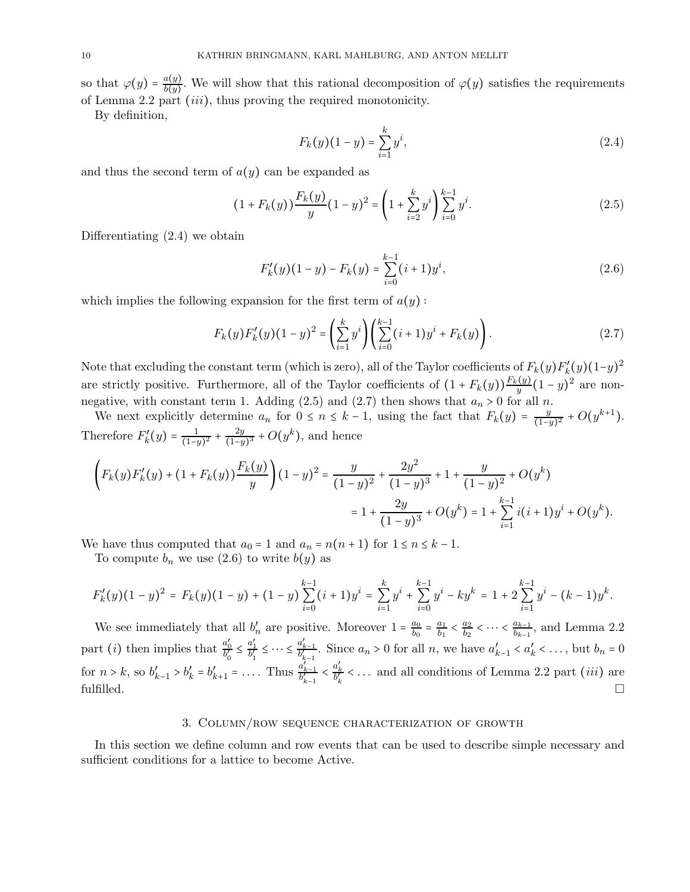so that $\varphi(y) = \frac{a(y)}{b(y)}$. We will show that this rational decomposition of $\varphi(y)$ satisfies the requirements of Lemma 2.2 part $(iii)$, thus proving the required monotonicity.

By definition,

$$F_k(y)(1-y) = \sum_{i=1}^{k} y^i, \tag{2.4}$$

and thus the second term of $a(y)$ can be expanded as

$$(1+F_k(y))\frac{F_k(y)}{y}(1-y)^2 = \left(1+\sum_{i=2}^{k} y^i\right)\sum_{i=0}^{k-1} y^i. \tag{2.5}$$

Differentiating (2.4) we obtain

$$F_k'(y)(1-y) - F_k(y) = \sum_{i=0}^{k-1}(i+1)y^i, \tag{2.6}$$

which implies the following expansion for the first term of $a(y)$ :

$$F_k(y)F_k'(y)(1-y)^2 = \left(\sum_{i=1}^{k} y^i\right)\left(\sum_{i=0}^{k-1}(i+1)y^i + F_k(y)\right). \tag{2.7}$$

Note that excluding the constant term (which is zero), all of the Taylor coefficients of $F_k(y)F_k'(y)(1-y)^2$ are strictly positive. Furthermore, all of the Taylor coefficients of $(1+F_k(y))\frac{F_k(y)}{y}(1-y)^2$ are non-negative, with constant term 1. Adding (2.5) and (2.7) then shows that $a_n > 0$ for all $n$.

We next explicitly determine $a_n$ for $0 \le n \le k-1$, using the fact that $F_k(y) = \frac{y}{(1-y)^2} + O(y^{k+1})$. Therefore $F_k'(y) = \frac{1}{(1-y)^2} + \frac{2y}{(1-y)^3} + O(y^k)$, and hence

$$\begin{aligned}\left(F_k(y)F_k'(y) + (1+F_k(y))\frac{F_k(y)}{y}\right)(1-y)^2 &= \frac{y}{(1-y)^2} + \frac{2y^2}{(1-y)^3} + 1 + \frac{y}{(1-y)^2} + O(y^k) \\ &= 1 + \frac{2y}{(1-y)^3} + O(y^k) = 1 + \sum_{i=1}^{k-1} i(i+1)y^i + O(y^k).\end{aligned}$$

We have thus computed that $a_0 = 1$ and $a_n = n(n+1)$ for $1 \le n \le k-1$.

To compute $b_n$ we use (2.6) to write $b(y)$ as

$$F_k'(y)(1-y)^2 = F_k(y)(1-y) + (1-y)\sum_{i=0}^{k-1}(i+1)y^i = \sum_{i=1}^{k} y^i + \sum_{i=0}^{k-1} y^i - ky^k = 1 + 2\sum_{i=1}^{k-1} y^i - (k-1)y^k.$$

We see immediately that all $b_n'$ are positive. Moreover $1 = \frac{a_0}{b_0} = \frac{a_1}{b_1} < \frac{a_2}{b_2} < \cdots < \frac{a_{k-1}}{b_{k-1}}$, and Lemma 2.2 part $(i)$ then implies that $\frac{a_0'}{b_0'} \le \frac{a_1'}{b_1'} \le \cdots \le \frac{a_{k-1}'}{b_{k-1}'}$. Since $a_n > 0$ for all $n$, we have $a_{k-1}' < a_k' < \ldots$, but $b_n = 0$ for $n > k$, so $b_{k-1}' > b_k' = b_{k+1}' = \ldots$. Thus $\frac{a_{k-1}'}{b_{k-1}'} < \frac{a_k'}{b_k'} < \ldots$ and all conditions of Lemma 2.2 part $(iii)$ are fulfilled. □

## 3. Column/row sequence characterization of growth

In this section we define column and row events that can be used to describe simple necessary and sufficient conditions for a lattice to become Active.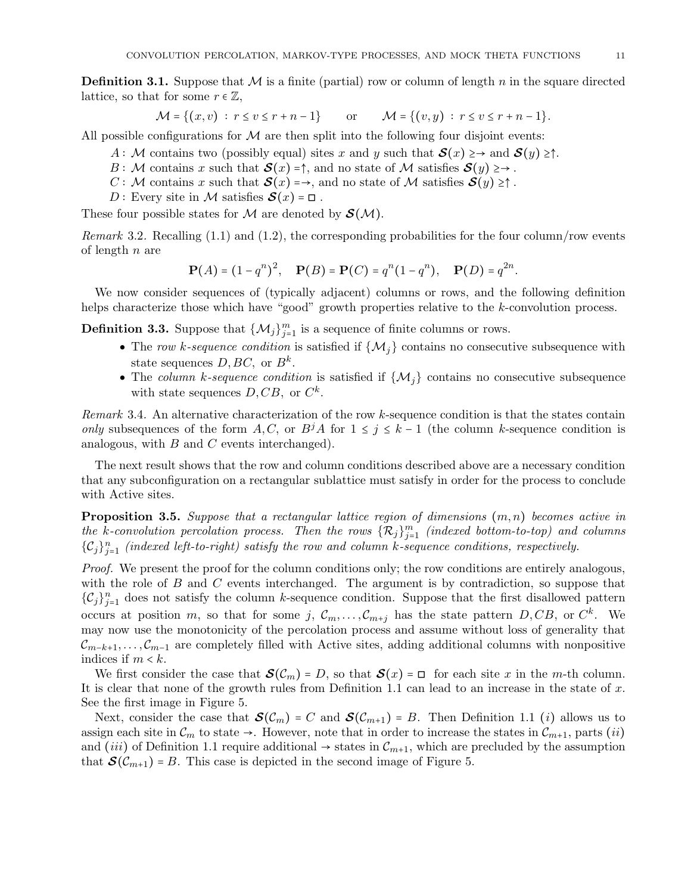**Definition 3.1.** Suppose that $\mathcal{M}$ is a finite (partial) row or column of length $n$ in the square directed lattice, so that for some $r \in \mathbb{Z}$,

$$\mathcal{M} = \{(x,v) \,:\, r \leq v \leq r+n-1\} \qquad \text{or} \qquad \mathcal{M} = \{(v,y) \,:\, r \leq v \leq r+n-1\}.$$

All possible configurations for $\mathcal{M}$ are then split into the following four disjoint events:

$A$ : $\mathcal{M}$ contains two (possibly equal) sites $x$ and $y$ such that $\boldsymbol{\mathcal{S}}(x) \geq \rightarrow$ and $\boldsymbol{\mathcal{S}}(y) \geq \uparrow$.
$B$ : $\mathcal{M}$ contains $x$ such that $\boldsymbol{\mathcal{S}}(x) = \uparrow$, and no state of $\mathcal{M}$ satisfies $\boldsymbol{\mathcal{S}}(y) \geq \rightarrow$ .
$C$ : $\mathcal{M}$ contains $x$ such that $\boldsymbol{\mathcal{S}}(x) = \rightarrow$, and no state of $\mathcal{M}$ satisfies $\boldsymbol{\mathcal{S}}(y) \geq \uparrow$ .
$D$ : Every site in $\mathcal{M}$ satisfies $\boldsymbol{\mathcal{S}}(x) = \square$ .

These four possible states for $\mathcal{M}$ are denoted by $\boldsymbol{\mathcal{S}}(\mathcal{M})$.

*Remark* 3.2. Recalling (1.1) and (1.2), the corresponding probabilities for the four column/row events of length $n$ are

$$\mathbf{P}(A) = (1-q^n)^2, \quad \mathbf{P}(B) = \mathbf{P}(C) = q^n(1-q^n), \quad \mathbf{P}(D) = q^{2n}.$$

We now consider sequences of (typically adjacent) columns or rows, and the following definition helps characterize those which have "good" growth properties relative to the $k$-convolution process.

**Definition 3.3.** Suppose that $\{\mathcal{M}_j\}_{j=1}^m$ is a sequence of finite columns or rows.

- The *row $k$-sequence condition* is satisfied if $\{\mathcal{M}_j\}$ contains no consecutive subsequence with state sequences $D, BC,$ or $B^k$.
- The *column $k$-sequence condition* is satisfied if $\{\mathcal{M}_j\}$ contains no consecutive subsequence with state sequences $D, CB,$ or $C^k$.

*Remark* 3.4. An alternative characterization of the row $k$-sequence condition is that the states contain *only* subsequences of the form $A, C,$ or $B^jA$ for $1 \leq j \leq k-1$ (the column $k$-sequence condition is analogous, with $B$ and $C$ events interchanged).

The next result shows that the row and column conditions described above are a necessary condition that any subconfiguration on a rectangular sublattice must satisfy in order for the process to conclude with Active sites.

**Proposition 3.5.** *Suppose that a rectangular lattice region of dimensions $(m,n)$ becomes active in the $k$-convolution percolation process. Then the rows $\{\mathcal{R}_j\}_{j=1}^m$ (indexed bottom-to-top) and columns $\{\mathcal{C}_j\}_{j=1}^n$ (indexed left-to-right) satisfy the row and column $k$-sequence conditions, respectively.*

*Proof.* We present the proof for the column conditions only; the row conditions are entirely analogous, with the role of $B$ and $C$ events interchanged. The argument is by contradiction, so suppose that $\{\mathcal{C}_j\}_{j=1}^n$ does not satisfy the column $k$-sequence condition. Suppose that the first disallowed pattern occurs at position $m$, so that for some $j$, $\mathcal{C}_m, \ldots, \mathcal{C}_{m+j}$ has the state pattern $D, CB,$ or $C^k$. We may now use the monotonicity of the percolation process and assume without loss of generality that $\mathcal{C}_{m-k+1}, \ldots, \mathcal{C}_{m-1}$ are completely filled with Active sites, adding additional columns with nonpositive indices if $m < k$.

We first consider the case that $\boldsymbol{\mathcal{S}}(\mathcal{C}_m) = D$, so that $\boldsymbol{\mathcal{S}}(x) = \square$ for each site $x$ in the $m$-th column. It is clear that none of the growth rules from Definition 1.1 can lead to an increase in the state of $x$. See the first image in Figure 5.

Next, consider the case that $\boldsymbol{\mathcal{S}}(\mathcal{C}_m) = C$ and $\boldsymbol{\mathcal{S}}(\mathcal{C}_{m+1}) = B$. Then Definition 1.1 $(i)$ allows us to assign each site in $\mathcal{C}_m$ to state $\rightarrow$. However, note that in order to increase the states in $\mathcal{C}_{m+1}$, parts $(ii)$ and $(iii)$ of Definition 1.1 require additional $\rightarrow$ states in $\mathcal{C}_{m+1}$, which are precluded by the assumption that $\boldsymbol{\mathcal{S}}(\mathcal{C}_{m+1}) = B$. This case is depicted in the second image of Figure 5.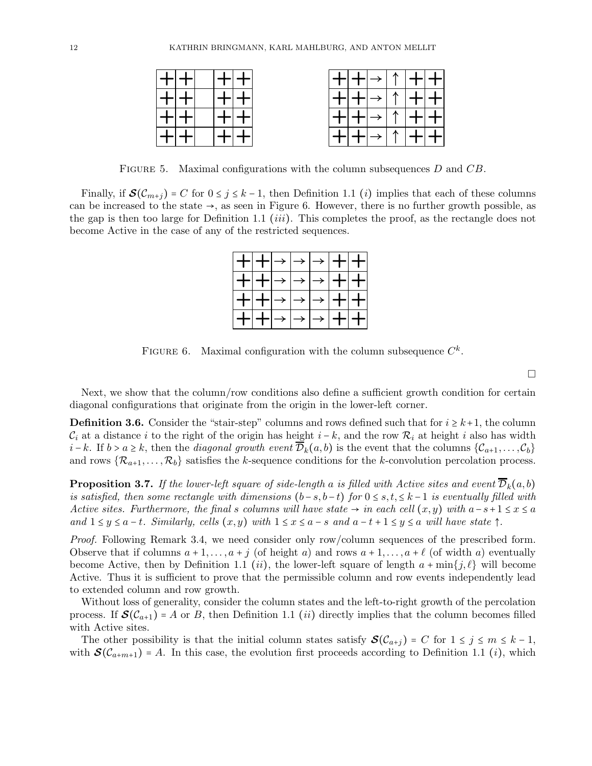| + | + |  | + | + |
|---|---|---|---|---|
| + | + |  | + | + |
| + | + |  | + | + |
| + | + |  | + | + |

| + | + | → | ↑ | + | + |
|---|---|---|---|---|---|
| + | + | → | ↑ | + | + |
| + | + | → | ↑ | + | + |
| + | + | → | ↑ | + | + |

Figure 5. Maximal configurations with the column subsequences $D$ and $CB$.

Finally, if $\boldsymbol{\mathcal{S}}(\mathcal{C}_{m+j}) = C$ for $0 \le j \le k-1$, then Definition 1.1 (*i*) implies that each of these columns can be increased to the state $\rightarrow$, as seen in Figure 6. However, there is no further growth possible, as the gap is then too large for Definition 1.1 (*iii*). This completes the proof, as the rectangle does not become Active in the case of any of the restricted sequences.

| + | + | → | → | → | + | + |
|---|---|---|---|---|---|---|
| + | + | → | → | → | + | + |
| + | + | → | → | → | + | + |
| + | + | → | → | → | + | + |

Figure 6. Maximal configuration with the column subsequence $C^k$.

□

Next, we show that the column/row conditions also define a sufficient growth condition for certain diagonal configurations that originate from the origin in the lower-left corner.

**Definition 3.6.** Consider the "stair-step" columns and rows defined such that for $i \ge k+1$, the column $\mathcal{C}_i$ at a distance $i$ to the right of the origin has height $i-k$, and the row $\mathcal{R}_i$ at height $i$ also has width $i-k$. If $b > a \ge k$, then the *diagonal growth event* $\overline{\mathcal{D}}_k(a,b)$ is the event that the columns $\{\mathcal{C}_{a+1}, \ldots, \mathcal{C}_b\}$ and rows $\{\mathcal{R}_{a+1}, \ldots, \mathcal{R}_b\}$ satisfies the $k$-sequence conditions for the $k$-convolution percolation process.

**Proposition 3.7.** *If the lower-left square of side-length $a$ is filled with Active sites and event $\overline{\mathcal{D}}_k(a,b)$ is satisfied, then some rectangle with dimensions $(b-s, b-t)$ for $0 \le s,t, \le k-1$ is eventually filled with Active sites. Furthermore, the final $s$ columns will have state $\rightarrow$ in each cell $(x,y)$ with $a-s+1 \le x \le a$ and $1 \le y \le a-t$. Similarly, cells $(x,y)$ with $1 \le x \le a-s$ and $a-t+1 \le y \le a$ will have state $\uparrow$.*

*Proof.* Following Remark 3.4, we need consider only row/column sequences of the prescribed form. Observe that if columns $a+1, \ldots, a+j$ (of height $a$) and rows $a+1, \ldots, a+\ell$ (of width $a$) eventually become Active, then by Definition 1.1 (*ii*), the lower-left square of length $a+\min\{j,\ell\}$ will become Active. Thus it is sufficient to prove that the permissible column and row events independently lead to extended column and row growth.

Without loss of generality, consider the column states and the left-to-right growth of the percolation process. If $\boldsymbol{\mathcal{S}}(\mathcal{C}_{a+1}) = A$ or $B$, then Definition 1.1 (*ii*) directly implies that the column becomes filled with Active sites.

The other possibility is that the initial column states satisfy $\boldsymbol{\mathcal{S}}(\mathcal{C}_{a+j}) = C$ for $1 \le j \le m \le k-1$, with $\boldsymbol{\mathcal{S}}(\mathcal{C}_{a+m+1}) = A$. In this case, the evolution first proceeds according to Definition 1.1 (*i*), which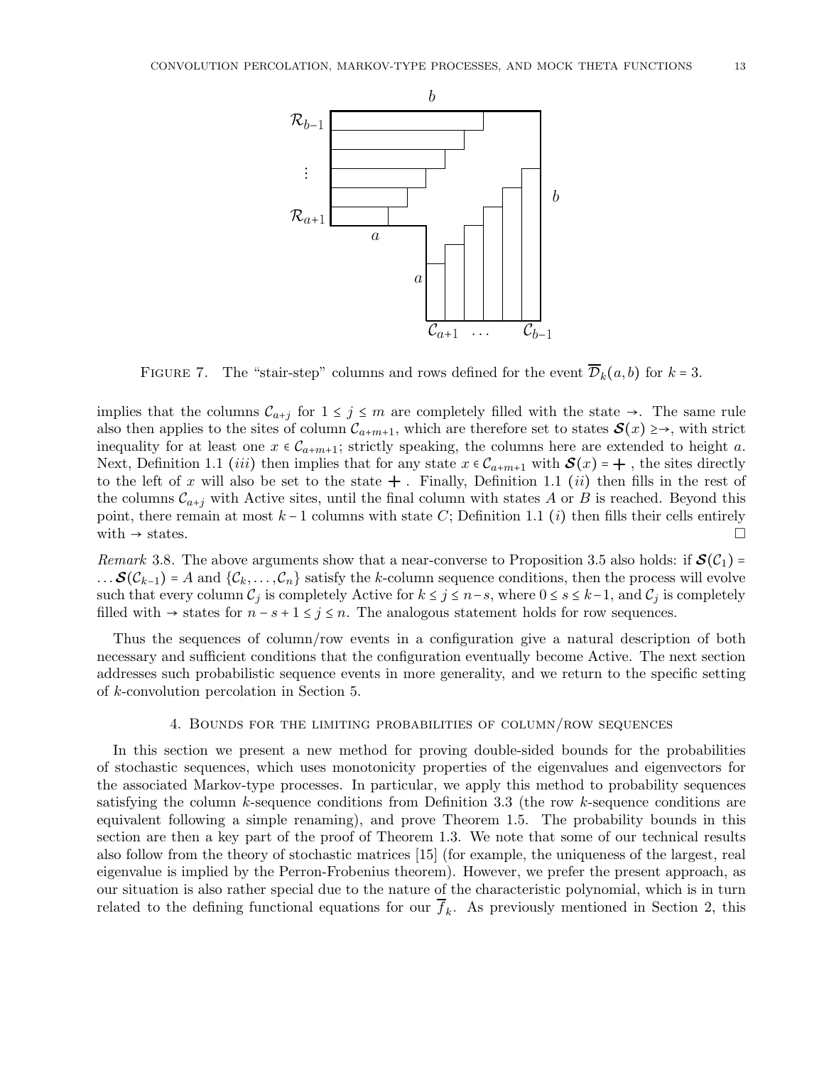FIGURE 7. The "stair-step" columns and rows defined for the event $\overline{\mathcal{D}}_k(a,b)$ for $k = 3$.

implies that the columns $\mathcal{C}_{a+j}$ for $1 \le j \le m$ are completely filled with the state $\rightarrow$. The same rule also then applies to the sites of column $\mathcal{C}_{a+m+1}$, which are therefore set to states $\boldsymbol{\mathcal{S}}(x) \ge \rightarrow$, with strict inequality for at least one $x \in \mathcal{C}_{a+m+1}$; strictly speaking, the columns here are extended to height $a$. Next, Definition 1.1 $(iii)$ then implies that for any state $x \in \mathcal{C}_{a+m+1}$ with $\boldsymbol{\mathcal{S}}(x) = \boldsymbol{+}$, the sites directly to the left of $x$ will also be set to the state $\boldsymbol{+}$. Finally, Definition 1.1 $(ii)$ then fills in the rest of the columns $\mathcal{C}_{a+j}$ with Active sites, until the final column with states $A$ or $B$ is reached. Beyond this point, there remain at most $k-1$ columns with state $C$; Definition 1.1 $(i)$ then fills their cells entirely with $\rightarrow$ states. □

*Remark* 3.8. The above arguments show that a near-converse to Proposition 3.5 also holds: if $\boldsymbol{\mathcal{S}}(\mathcal{C}_1) = \dots \boldsymbol{\mathcal{S}}(\mathcal{C}_{k-1}) = A$ and $\{\mathcal{C}_k, \dots, \mathcal{C}_n\}$ satisfy the $k$-column sequence conditions, then the process will evolve such that every column $\mathcal{C}_j$ is completely Active for $k \le j \le n-s$, where $0 \le s \le k-1$, and $\mathcal{C}_j$ is completely filled with $\rightarrow$ states for $n-s+1 \le j \le n$. The analogous statement holds for row sequences.

Thus the sequences of column/row events in a configuration give a natural description of both necessary and sufficient conditions that the configuration eventually become Active. The next section addresses such probabilistic sequence events in more generality, and we return to the specific setting of $k$-convolution percolation in Section 5.

## 4. Bounds for the limiting probabilities of column/row sequences

In this section we present a new method for proving double-sided bounds for the probabilities of stochastic sequences, which uses monotonicity properties of the eigenvalues and eigenvectors for the associated Markov-type processes. In particular, we apply this method to probability sequences satisfying the column $k$-sequence conditions from Definition 3.3 (the row $k$-sequence conditions are equivalent following a simple renaming), and prove Theorem 1.5. The probability bounds in this section are then a key part of the proof of Theorem 1.3. We note that some of our technical results also follow from the theory of stochastic matrices [15] (for example, the uniqueness of the largest, real eigenvalue is implied by the Perron-Frobenius theorem). However, we prefer the present approach, as our situation is also rather special due to the nature of the characteristic polynomial, which is in turn related to the defining functional equations for our $\overline{f}_k$. As previously mentioned in Section 2, this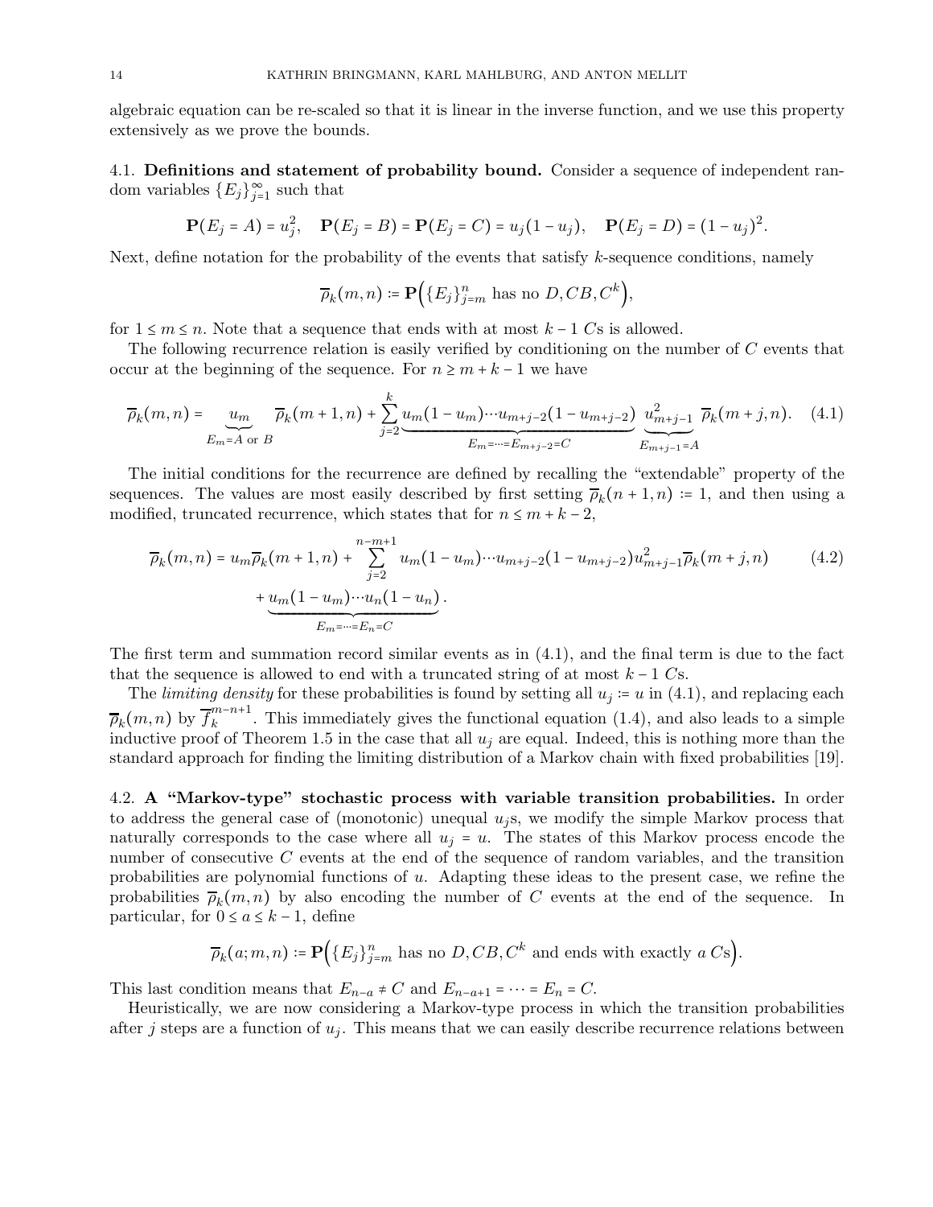algebraic equation can be re-scaled so that it is linear in the inverse function, and we use this property extensively as we prove the bounds.

### 4.1. Definitions and statement of probability bound.

Consider a sequence of independent random variables $\{E_j\}_{j=1}^\infty$ such that

$$\mathbf{P}(E_j = A) = u_j^2, \quad \mathbf{P}(E_j = B) = \mathbf{P}(E_j = C) = u_j(1-u_j), \quad \mathbf{P}(E_j = D) = (1-u_j)^2.$$

Next, define notation for the probability of the events that satisfy $k$-sequence conditions, namely

$$\overline{\rho}_k(m,n) := \mathbf{P}\Big(\{E_j\}_{j=m}^n \text{ has no } D, CB, C^k\Big),$$

for $1 \le m \le n$. Note that a sequence that ends with at most $k-1$ $C$s is allowed.

The following recurrence relation is easily verified by conditioning on the number of $C$ events that occur at the beginning of the sequence. For $n \ge m+k-1$ we have

$$\overline{\rho}_k(m,n) = \underbrace{u_m}_{E_m = A \text{ or } B} \overline{\rho}_k(m+1,n) + \sum_{j=2}^k \underbrace{u_m(1-u_m)\cdots u_{m+j-2}(1-u_{m+j-2})}_{E_m=\cdots=E_{m+j-2}=C} \underbrace{u_{m+j-1}^2}_{E_{m+j-1}=A} \overline{\rho}_k(m+j,n). \tag{4.1}$$

The initial conditions for the recurrence are defined by recalling the "extendable" property of the sequences. The values are most easily described by first setting $\overline{\rho}_k(n+1,n) := 1$, and then using a modified, truncated recurrence, which states that for $n \le m+k-2$,

$$\begin{aligned}\overline{\rho}_k(m,n) = u_m \overline{\rho}_k(m+1,n) &+ \sum_{j=2}^{n-m+1} u_m(1-u_m)\cdots u_{m+j-2}(1-u_{m+j-2}) u_{m+j-1}^2 \overline{\rho}_k(m+j,n) \\ &+ \underbrace{u_m(1-u_m)\cdots u_n(1-u_n)}_{E_m=\cdots=E_n=C}.\end{aligned} \tag{4.2}$$

The first term and summation record similar events as in (4.1), and the final term is due to the fact that the sequence is allowed to end with a truncated string of at most $k-1$ $C$s.

The *limiting density* for these probabilities is found by setting all $u_j := u$ in (4.1), and replacing each $\overline{\rho}_k(m,n)$ by $\overline{f}_k^{m-n+1}$. This immediately gives the functional equation (1.4), and also leads to a simple inductive proof of Theorem 1.5 in the case that all $u_j$ are equal. Indeed, this is nothing more than the standard approach for finding the limiting distribution of a Markov chain with fixed probabilities [19].

### 4.2. A "Markov-type" stochastic process with variable transition probabilities.

In order to address the general case of (monotonic) unequal $u_j$s, we modify the simple Markov process that naturally corresponds to the case where all $u_j = u$. The states of this Markov process encode the number of consecutive $C$ events at the end of the sequence of random variables, and the transition probabilities are polynomial functions of $u$. Adapting these ideas to the present case, we refine the probabilities $\overline{\rho}_k(m,n)$ by also encoding the number of $C$ events at the end of the sequence. In particular, for $0 \le a \le k-1$, define

$$\overline{\rho}_k(a;m,n) := \mathbf{P}\Big(\{E_j\}_{j=m}^n \text{ has no } D, CB, C^k \text{ and ends with exactly } a \text{ } C\text{s}\Big).$$

This last condition means that $E_{n-a} \ne C$ and $E_{n-a+1} = \cdots = E_n = C$.

Heuristically, we are now considering a Markov-type process in which the transition probabilities after $j$ steps are a function of $u_j$. This means that we can easily describe recurrence relations between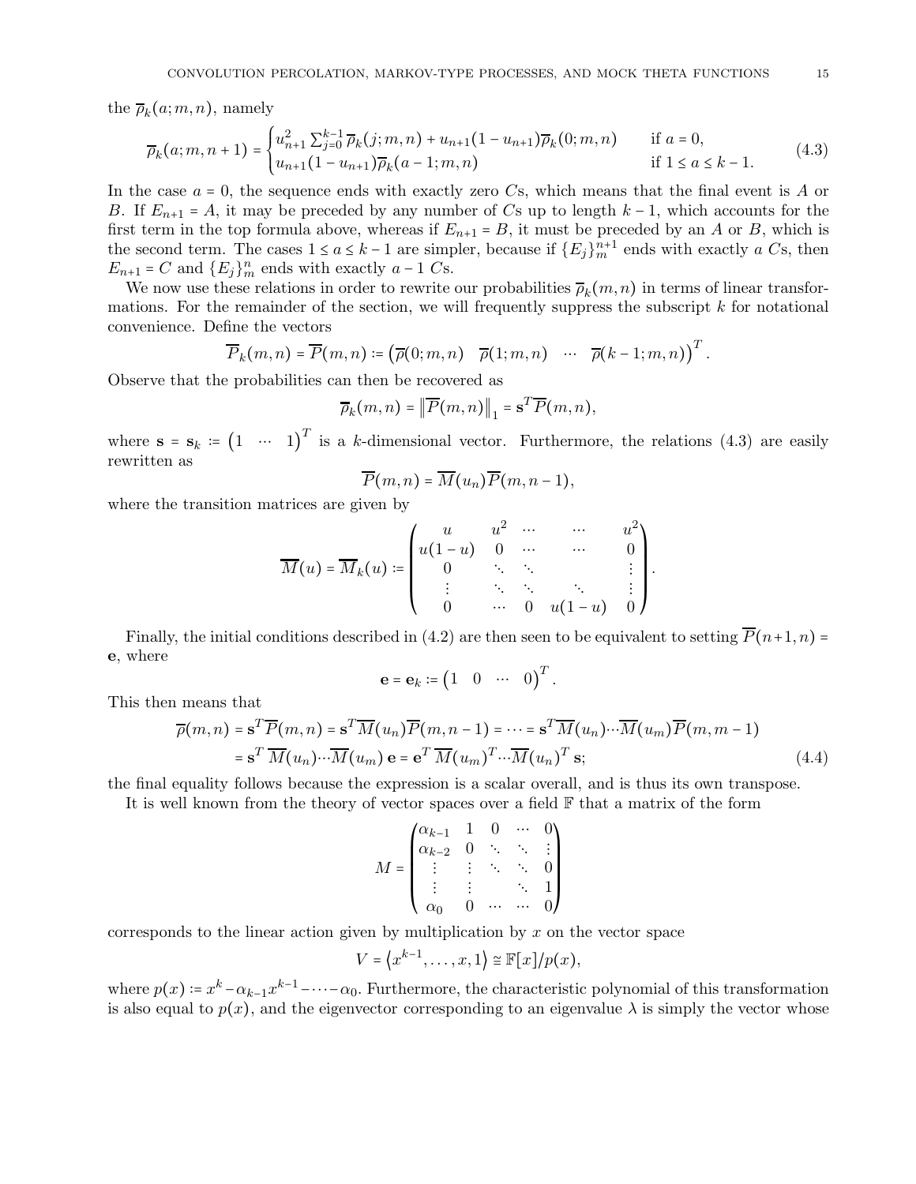the $\overline{\rho}_k(a;m,n)$, namely

$$\overline{\rho}_k(a;m,n+1) = \begin{cases} u_{n+1}^2 \sum_{j=0}^{k-1} \overline{\rho}_k(j;m,n) + u_{n+1}(1-u_{n+1})\overline{\rho}_k(0;m,n) & \text{if } a = 0, \\ u_{n+1}(1-u_{n+1})\overline{\rho}_k(a-1;m,n) & \text{if } 1 \leq a \leq k-1. \end{cases} \tag{4.3}$$

In the case $a = 0$, the sequence ends with exactly zero $C$s, which means that the final event is $A$ or $B$. If $E_{n+1} = A$, it may be preceded by any number of $C$s up to length $k-1$, which accounts for the first term in the top formula above, whereas if $E_{n+1} = B$, it must be preceded by an $A$ or $B$, which is the second term. The cases $1 \leq a \leq k-1$ are simpler, because if $\{E_j\}_m^{n+1}$ ends with exactly $a$ $C$s, then $E_{n+1} = C$ and $\{E_j\}_m^n$ ends with exactly $a-1$ $C$s.

We now use these relations in order to rewrite our probabilities $\overline{\rho}_k(m,n)$ in terms of linear transformations. For the remainder of the section, we will frequently suppress the subscript $k$ for notational convenience. Define the vectors

$$\overline{P}_k(m,n) = \overline{P}(m,n) := \begin{pmatrix} \overline{\rho}(0;m,n) & \overline{\rho}(1;m,n) & \cdots & \overline{\rho}(k-1;m,n) \end{pmatrix}^T.$$

Observe that the probabilities can then be recovered as

$$\overline{\rho}_k(m,n) = \left\| \overline{P}(m,n) \right\|_1 = \mathbf{s}^T \overline{P}(m,n),$$

where $\mathbf{s} = \mathbf{s}_k := \begin{pmatrix} 1 & \cdots & 1 \end{pmatrix}^T$ is a $k$-dimensional vector. Furthermore, the relations (4.3) are easily rewritten as

$$\overline{P}(m,n) = \overline{M}(u_n)\overline{P}(m,n-1),$$

where the transition matrices are given by

$$\overline{M}(u) = \overline{M}_k(u) := \begin{pmatrix} u & u^2 & \cdots & \cdots & u^2 \\ u(1-u) & 0 & \cdots & \cdots & 0 \\ 0 & \ddots & \ddots & & \vdots \\ \vdots & & \ddots & \ddots & \vdots \\ 0 & \cdots & 0 & u(1-u) & 0 \end{pmatrix}.$$

Finally, the initial conditions described in (4.2) are then seen to be equivalent to setting $\overline{P}(n+1,n) = \mathbf{e}$, where

$$\mathbf{e} = \mathbf{e}_k := \begin{pmatrix} 1 & 0 & \cdots & 0 \end{pmatrix}^T.$$

This then means that

$$\begin{aligned} \overline{\rho}(m,n) &= \mathbf{s}^T \overline{P}(m,n) = \mathbf{s}^T \overline{M}(u_n) \overline{P}(m,n-1) = \cdots = \mathbf{s}^T \overline{M}(u_n) \cdots \overline{M}(u_m) \overline{P}(m,m-1) \\ &= \mathbf{s}^T\, \overline{M}(u_n) \cdots \overline{M}(u_m)\, \mathbf{e} = \mathbf{e}^T\, \overline{M}(u_m)^T \cdots \overline{M}(u_n)^T\, \mathbf{s}; \end{aligned} \tag{4.4}$$

the final equality follows because the expression is a scalar overall, and is thus its own transpose.

It is well known from the theory of vector spaces over a field $\mathbb{F}$ that a matrix of the form

$$M = \begin{pmatrix} \alpha_{k-1} & 1 & 0 & \cdots & 0 \\ \alpha_{k-2} & 0 & \ddots & \ddots & \vdots \\ \vdots & \vdots & \ddots & \ddots & 0 \\ \vdots & \vdots & & \ddots & 1 \\ \alpha_0 & 0 & \cdots & \cdots & 0 \end{pmatrix}$$

corresponds to the linear action given by multiplication by $x$ on the vector space

$$V = \left\langle x^{k-1}, \ldots, x, 1 \right\rangle \cong \mathbb{F}[x]/p(x),$$

where $p(x) := x^k - \alpha_{k-1}x^{k-1} - \cdots - \alpha_0$. Furthermore, the characteristic polynomial of this transformation is also equal to $p(x)$, and the eigenvector corresponding to an eigenvalue $\lambda$ is simply the vector whose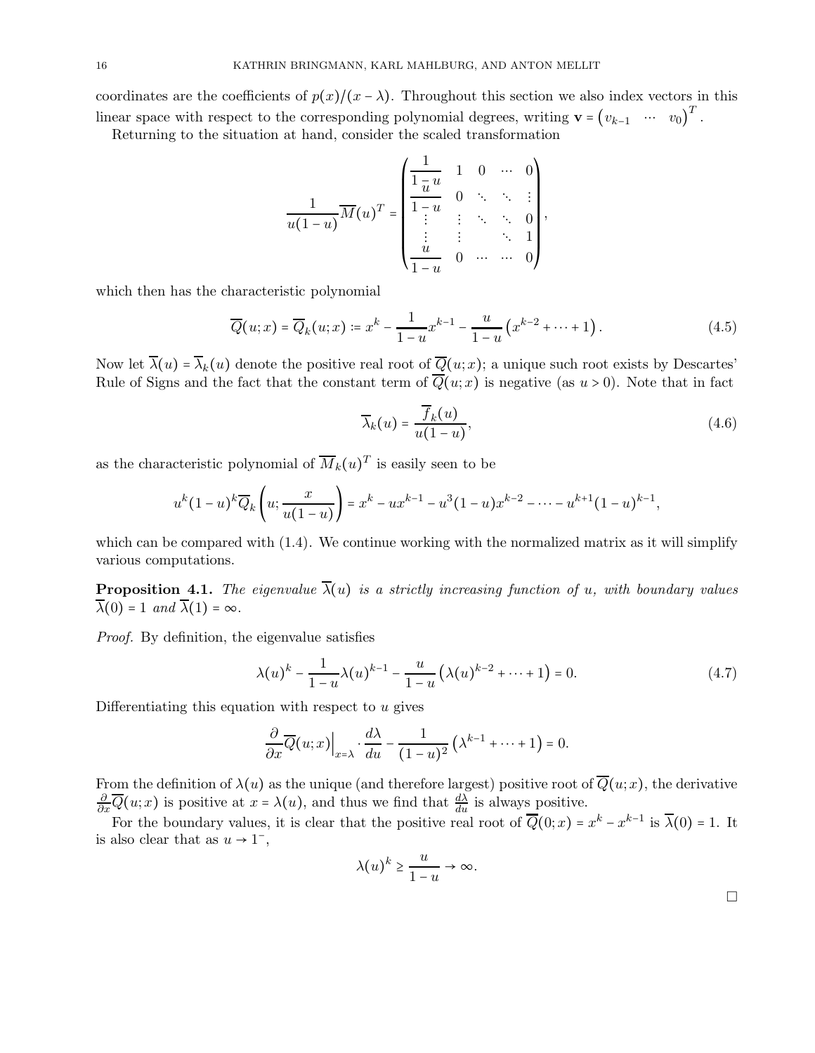coordinates are the coefficients of $p(x)/(x-\lambda)$. Throughout this section we also index vectors in this linear space with respect to the corresponding polynomial degrees, writing $\mathbf{v} = \begin{pmatrix} v_{k-1} & \cdots & v_0 \end{pmatrix}^T$.

Returning to the situation at hand, consider the scaled transformation

$$\frac{1}{u(1-u)}\overline{M}(u)^T = \begin{pmatrix} \frac{1}{1-u} & 1 & 0 & \cdots & 0 \\ \frac{u}{1-u} & 0 & \ddots & \ddots & \vdots \\ \vdots & \vdots & \ddots & \ddots & 0 \\ \vdots & \vdots & & \ddots & 1 \\ \frac{u}{1-u} & 0 & \cdots & \cdots & 0 \end{pmatrix},$$

which then has the characteristic polynomial

$$\overline{Q}(u;x) = \overline{Q}_k(u;x) := x^k - \frac{1}{1-u}x^{k-1} - \frac{u}{1-u}\left(x^{k-2} + \cdots + 1\right). \tag{4.5}$$

Now let $\overline{\lambda}(u) = \overline{\lambda}_k(u)$ denote the positive real root of $\overline{Q}(u;x)$; a unique such root exists by Descartes' Rule of Signs and the fact that the constant term of $\overline{Q}(u;x)$ is negative (as $u > 0$). Note that in fact

$$\overline{\lambda}_k(u) = \frac{\overline{f}_k(u)}{u(1-u)}, \tag{4.6}$$

as the characteristic polynomial of $\overline{M}_k(u)^T$ is easily seen to be

$$u^k(1-u)^k\overline{Q}_k\left(u; \frac{x}{u(1-u)}\right) = x^k - ux^{k-1} - u^3(1-u)x^{k-2} - \cdots - u^{k+1}(1-u)^{k-1},$$

which can be compared with (1.4). We continue working with the normalized matrix as it will simplify various computations.

**Proposition 4.1.** *The eigenvalue $\overline{\lambda}(u)$ is a strictly increasing function of $u$, with boundary values $\overline{\lambda}(0) = 1$ and $\overline{\lambda}(1) = \infty$.*

*Proof.* By definition, the eigenvalue satisfies

$$\lambda(u)^k - \frac{1}{1-u}\lambda(u)^{k-1} - \frac{u}{1-u}\left(\lambda(u)^{k-2} + \cdots + 1\right) = 0. \tag{4.7}$$

Differentiating this equation with respect to $u$ gives

$$\frac{\partial}{\partial x}\overline{Q}(u;x)\Big|_{x=\lambda} \cdot \frac{d\lambda}{du} - \frac{1}{(1-u)^2}\left(\lambda^{k-1} + \cdots + 1\right) = 0.$$

From the definition of $\lambda(u)$ as the unique (and therefore largest) positive root of $\overline{Q}(u;x)$, the derivative $\frac{\partial}{\partial x}\overline{Q}(u;x)$ is positive at $x = \lambda(u)$, and thus we find that $\frac{d\lambda}{du}$ is always positive.

For the boundary values, it is clear that the positive real root of $\overline{Q}(0;x) = x^k - x^{k-1}$ is $\overline{\lambda}(0) = 1$. It is also clear that as $u \to 1^-$,

$$\lambda(u)^k \geq \frac{u}{1-u} \to \infty.$$

$\square$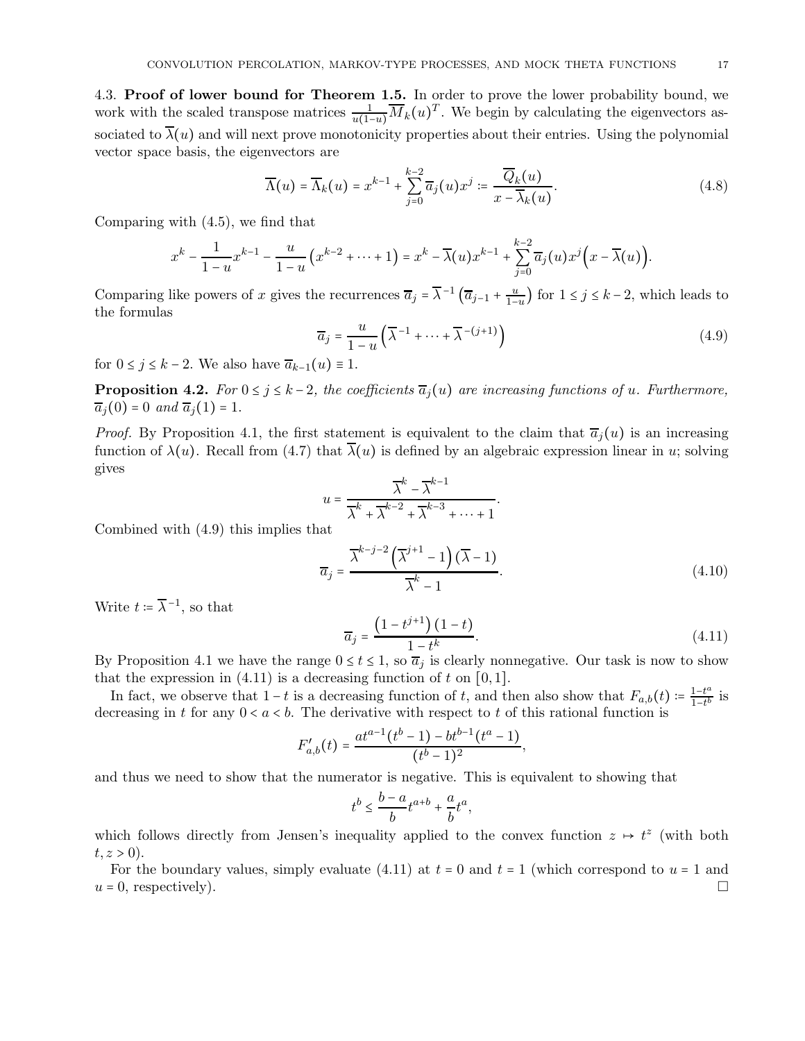4.3. **Proof of lower bound for Theorem 1.5.** In order to prove the lower probability bound, we work with the scaled transpose matrices $\frac{1}{u(1-u)}\overline{M}_k(u)^T$. We begin by calculating the eigenvectors associated to $\overline{\lambda}(u)$ and will next prove monotonicity properties about their entries. Using the polynomial vector space basis, the eigenvectors are

$$\overline{\Lambda}(u) = \overline{\Lambda}_k(u) = x^{k-1} + \sum_{j=0}^{k-2} \overline{a}_j(u)x^j := \frac{\overline{Q}_k(u)}{x - \overline{\lambda}_k(u)}. \tag{4.8}$$

Comparing with (4.5), we find that

$$x^k - \frac{1}{1-u}x^{k-1} - \frac{u}{1-u}\left(x^{k-2} + \cdots + 1\right) = x^k - \overline{\lambda}(u)x^{k-1} + \sum_{j=0}^{k-2} \overline{a}_j(u)x^j\Big(x - \overline{\lambda}(u)\Big).$$

Comparing like powers of $x$ gives the recurrences $\overline{a}_j = \overline{\lambda}^{-1}\left(\overline{a}_{j-1} + \frac{u}{1-u}\right)$ for $1 \le j \le k-2$, which leads to the formulas

$$\overline{a}_j = \frac{u}{1-u}\left(\overline{\lambda}^{-1} + \cdots + \overline{\lambda}^{-(j+1)}\right) \tag{4.9}$$

for $0 \le j \le k-2$. We also have $\overline{a}_{k-1}(u) \equiv 1$.

**Proposition 4.2.** *For $0 \le j \le k-2$, the coefficients $\overline{a}_j(u)$ are increasing functions of $u$. Furthermore, $\overline{a}_j(0) = 0$ and $\overline{a}_j(1) = 1$.*

*Proof.* By Proposition 4.1, the first statement is equivalent to the claim that $\overline{a}_j(u)$ is an increasing function of $\lambda(u)$. Recall from (4.7) that $\overline{\lambda}(u)$ is defined by an algebraic expression linear in $u$; solving gives

$$u = \frac{\overline{\lambda}^k - \overline{\lambda}^{k-1}}{\overline{\lambda}^k + \overline{\lambda}^{k-2} + \overline{\lambda}^{k-3} + \cdots + 1}.$$

Combined with (4.9) this implies that

$$\overline{a}_j = \frac{\overline{\lambda}^{k-j-2}\left(\overline{\lambda}^{j+1} - 1\right)(\overline{\lambda} - 1)}{\overline{\lambda}^k - 1}. \tag{4.10}$$

Write $t := \overline{\lambda}^{-1}$, so that

$$\overline{a}_j = \frac{\left(1 - t^{j+1}\right)(1-t)}{1 - t^k}. \tag{4.11}$$

By Proposition 4.1 we have the range $0 \le t \le 1$, so $\overline{a}_j$ is clearly nonnegative. Our task is now to show that the expression in (4.11) is a decreasing function of $t$ on $[0,1]$.

In fact, we observe that $1-t$ is a decreasing function of $t$, and then also show that $F_{a,b}(t) := \frac{1-t^a}{1-t^b}$ is decreasing in $t$ for any $0 < a < b$. The derivative with respect to $t$ of this rational function is

$$F'_{a,b}(t) = \frac{at^{a-1}(t^b - 1) - bt^{b-1}(t^a - 1)}{(t^b - 1)^2},$$

and thus we need to show that the numerator is negative. This is equivalent to showing that

$$t^b \le \frac{b-a}{b}t^{a+b} + \frac{a}{b}t^a,$$

which follows directly from Jensen's inequality applied to the convex function $z \mapsto t^z$ (with both $t, z > 0$).

For the boundary values, simply evaluate (4.11) at $t = 0$ and $t = 1$ (which correspond to $u = 1$ and $u = 0$, respectively). □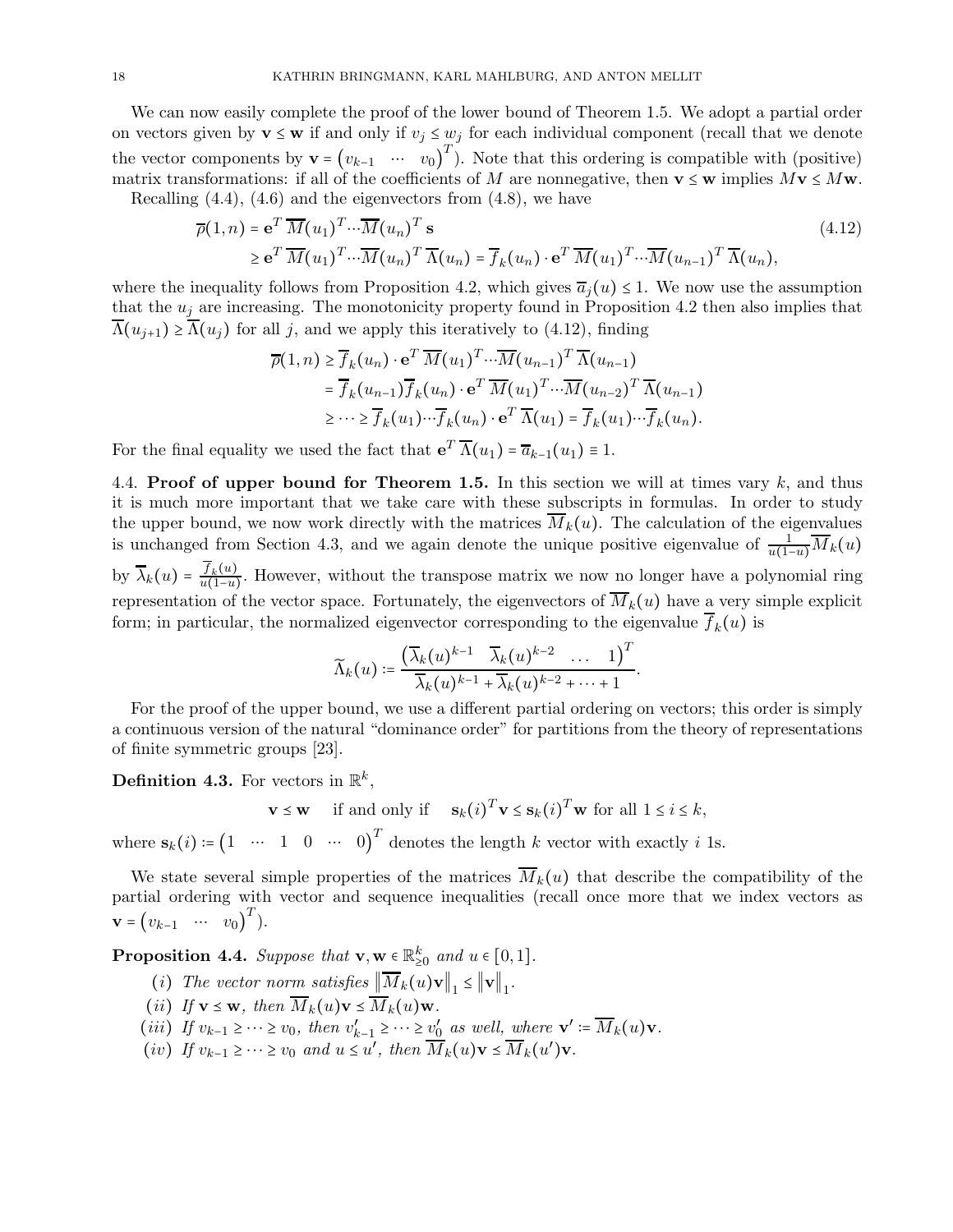We can now easily complete the proof of the lower bound of Theorem 1.5. We adopt a partial order on vectors given by $\mathbf{v} \le \mathbf{w}$ if and only if $v_j \le w_j$ for each individual component (recall that we denote the vector components by $\mathbf{v} = \begin{pmatrix} v_{k-1} & \cdots & v_0 \end{pmatrix}^T$). Note that this ordering is compatible with (positive) matrix transformations: if all of the coefficients of $M$ are nonnegative, then $\mathbf{v} \le \mathbf{w}$ implies $M\mathbf{v} \le M\mathbf{w}$.

Recalling (4.4), (4.6) and the eigenvectors from (4.8), we have

$$\begin{aligned}\overline{\rho}(1,n) &= \mathbf{e}^T\, \overline{M}(u_1)^T \cdots \overline{M}(u_n)^T\, \mathbf{s} \\ &\ge \mathbf{e}^T\, \overline{M}(u_1)^T \cdots \overline{M}(u_n)^T\, \overline{\Lambda}(u_n) = \overline{f}_k(u_n) \cdot \mathbf{e}^T\, \overline{M}(u_1)^T \cdots \overline{M}(u_{n-1})^T\, \overline{\Lambda}(u_n),\end{aligned} \tag{4.12}$$

where the inequality follows from Proposition 4.2, which gives $\overline{a}_j(u) \le 1$. We now use the assumption that the $u_j$ are increasing. The monotonicity property found in Proposition 4.2 then also implies that $\overline{\Lambda}(u_{j+1}) \ge \overline{\Lambda}(u_j)$ for all $j$, and we apply this iteratively to (4.12), finding

$$\begin{aligned}\overline{\rho}(1,n) &\ge \overline{f}_k(u_n) \cdot \mathbf{e}^T\, \overline{M}(u_1)^T \cdots \overline{M}(u_{n-1})^T\, \overline{\Lambda}(u_{n-1}) \\ &= \overline{f}_k(u_{n-1})\overline{f}_k(u_n) \cdot \mathbf{e}^T\, \overline{M}(u_1)^T \cdots \overline{M}(u_{n-2})^T\, \overline{\Lambda}(u_{n-1}) \\ &\ge \cdots \ge \overline{f}_k(u_1) \cdots \overline{f}_k(u_n) \cdot \mathbf{e}^T\, \overline{\Lambda}(u_1) = \overline{f}_k(u_1) \cdots \overline{f}_k(u_n).\end{aligned}$$

For the final equality we used the fact that $\mathbf{e}^T\, \overline{\Lambda}(u_1) = \overline{a}_{k-1}(u_1) \equiv 1$.

## 4.4. Proof of upper bound for Theorem 1.5.

In this section we will at times vary $k$, and thus it is much more important that we take care with these subscripts in formulas. In order to study the upper bound, we now work directly with the matrices $\overline{M}_k(u)$. The calculation of the eigenvalues is unchanged from Section 4.3, and we again denote the unique positive eigenvalue of $\frac{1}{u(1-u)}\overline{M}_k(u)$ by $\overline{\lambda}_k(u) = \frac{\overline{f}_k(u)}{u(1-u)}$. However, without the transpose matrix we now no longer have a polynomial ring representation of the vector space. Fortunately, the eigenvectors of $\overline{M}_k(u)$ have a very simple explicit form; in particular, the normalized eigenvector corresponding to the eigenvalue $\overline{f}_k(u)$ is

$$\widetilde{\Lambda}_k(u) := \frac{\begin{pmatrix} \overline{\lambda}_k(u)^{k-1} & \overline{\lambda}_k(u)^{k-2} & \ldots & 1 \end{pmatrix}^T}{\overline{\lambda}_k(u)^{k-1} + \overline{\lambda}_k(u)^{k-2} + \cdots + 1}.$$

For the proof of the upper bound, we use a different partial ordering on vectors; this order is simply a continuous version of the natural "dominance order" for partitions from the theory of representations of finite symmetric groups [23].

**Definition 4.3.** For vectors in $\mathbb{R}^k$,

$$\mathbf{v} \preceq \mathbf{w} \quad \text{if and only if} \quad \mathbf{s}_k(i)^T\mathbf{v} \le \mathbf{s}_k(i)^T\mathbf{w} \text{ for all } 1 \le i \le k,$$

where $\mathbf{s}_k(i) := \begin{pmatrix} 1 & \cdots & 1 & 0 & \cdots & 0 \end{pmatrix}^T$ denotes the length $k$ vector with exactly $i$ 1s.

We state several simple properties of the matrices $\overline{M}_k(u)$ that describe the compatibility of the partial ordering with vector and sequence inequalities (recall once more that we index vectors as $\mathbf{v} = \begin{pmatrix} v_{k-1} & \cdots & v_0 \end{pmatrix}^T$).

**Proposition 4.4.** *Suppose that $\mathbf{v}, \mathbf{w} \in \mathbb{R}^k_{\ge 0}$ and $u \in [0,1]$.*

- (*i*) *The vector norm satisfies $\left\|\overline{M}_k(u)\mathbf{v}\right\|_1 \le \left\|\mathbf{v}\right\|_1$.*
- (*ii*) *If $\mathbf{v} \preceq \mathbf{w}$, then $\overline{M}_k(u)\mathbf{v} \preceq \overline{M}_k(u)\mathbf{w}$.*
- (*iii*) *If $v_{k-1} \ge \cdots \ge v_0$, then $v'_{k-1} \ge \cdots \ge v'_0$ as well, where $\mathbf{v}' := \overline{M}_k(u)\mathbf{v}$.*
- (*iv*) *If $v_{k-1} \ge \cdots \ge v_0$ and $u \le u'$, then $\overline{M}_k(u)\mathbf{v} \preceq \overline{M}_k(u')\mathbf{v}$.*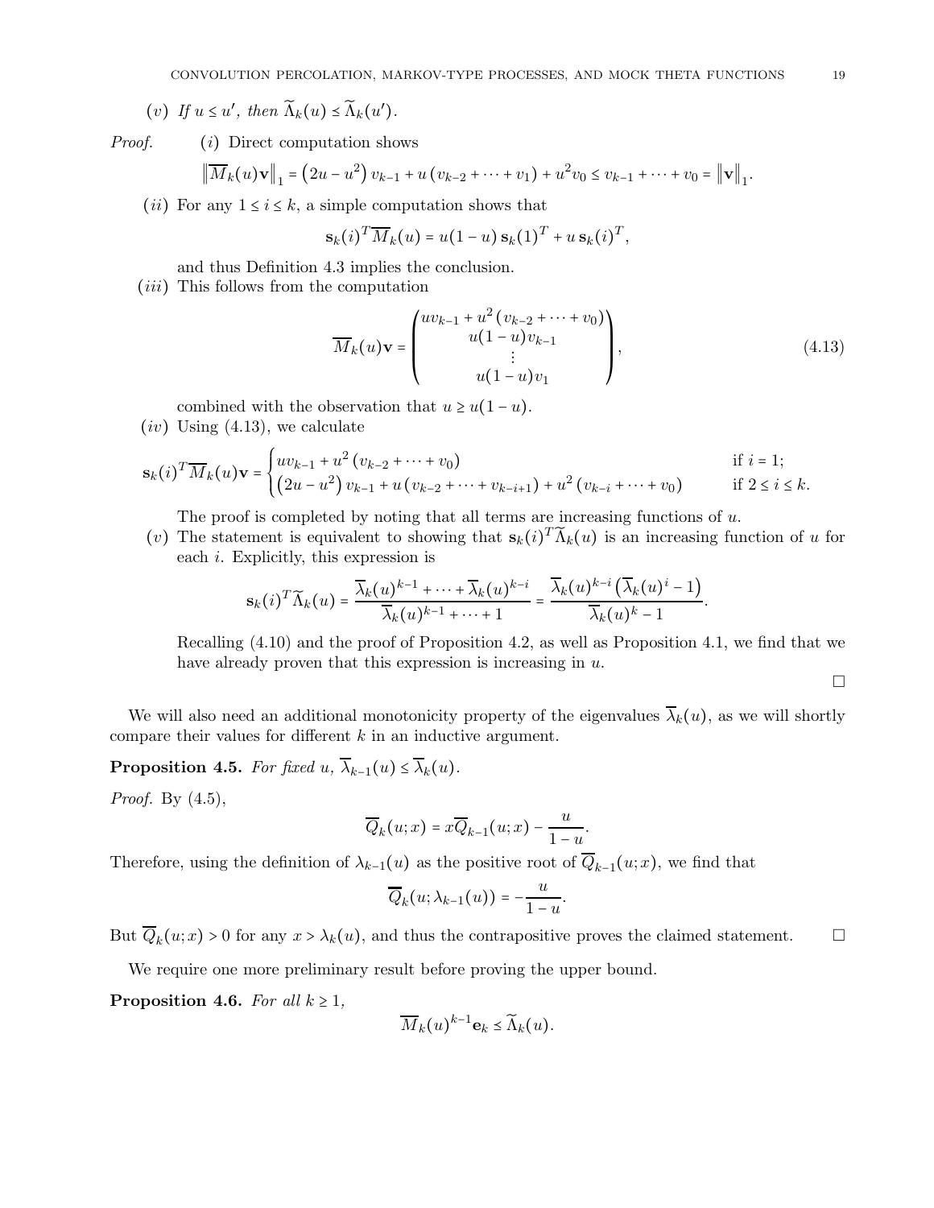($v$) *If $u \leq u'$, then $\widetilde{\Lambda}_k(u) \preceq \widetilde{\Lambda}_k(u')$.*

*Proof.* ($i$) Direct computation shows

$$\left\|\overline{M}_k(u)\mathbf{v}\right\|_1 = \left(2u - u^2\right) v_{k-1} + u\left(v_{k-2} + \cdots + v_1\right) + u^2 v_0 \leq v_{k-1} + \cdots + v_0 = \left\|\mathbf{v}\right\|_1.$$

($ii$) For any $1 \leq i \leq k$, a simple computation shows that

$$\mathbf{s}_k(i)^T \overline{M}_k(u) = u(1-u)\, \mathbf{s}_k(1)^T + u\, \mathbf{s}_k(i)^T,$$

and thus Definition 4.3 implies the conclusion.

($iii$) This follows from the computation

$$\overline{M}_k(u)\mathbf{v} = \begin{pmatrix} uv_{k-1} + u^2\left(v_{k-2} + \cdots + v_0\right) \\ u(1-u)v_{k-1} \\ \vdots \\ u(1-u)v_1 \end{pmatrix}, \tag{4.13}$$

combined with the observation that $u \geq u(1-u)$.

($iv$) Using (4.13), we calculate

$$\mathbf{s}_k(i)^T \overline{M}_k(u)\mathbf{v} = \begin{cases} uv_{k-1} + u^2\left(v_{k-2} + \cdots + v_0\right) & \text{if } i = 1; \\ \left(2u - u^2\right)v_{k-1} + u\left(v_{k-2} + \cdots + v_{k-i+1}\right) + u^2\left(v_{k-i} + \cdots + v_0\right) & \text{if } 2 \leq i \leq k. \end{cases}$$

The proof is completed by noting that all terms are increasing functions of $u$.

($v$) The statement is equivalent to showing that $\mathbf{s}_k(i)^T \widetilde{\Lambda}_k(u)$ is an increasing function of $u$ for each $i$. Explicitly, this expression is

$$\mathbf{s}_k(i)^T \widetilde{\Lambda}_k(u) = \frac{\overline{\lambda}_k(u)^{k-1} + \cdots + \overline{\lambda}_k(u)^{k-i}}{\overline{\lambda}_k(u)^{k-1} + \cdots + 1} = \frac{\overline{\lambda}_k(u)^{k-i}\left(\overline{\lambda}_k(u)^i - 1\right)}{\overline{\lambda}_k(u)^k - 1}.$$

Recalling (4.10) and the proof of Proposition 4.2, as well as Proposition 4.1, we find that we have already proven that this expression is increasing in $u$. $\square$

We will also need an additional monotonicity property of the eigenvalues $\overline{\lambda}_k(u)$, as we will shortly compare their values for different $k$ in an inductive argument.

**Proposition 4.5.** *For fixed $u$, $\overline{\lambda}_{k-1}(u) \leq \overline{\lambda}_k(u)$.*

*Proof.* By (4.5),

$$\overline{Q}_k(u; x) = x\overline{Q}_{k-1}(u; x) - \frac{u}{1-u}.$$

Therefore, using the definition of $\lambda_{k-1}(u)$ as the positive root of $\overline{Q}_{k-1}(u; x)$, we find that

$$\overline{Q}_k(u; \lambda_{k-1}(u)) = -\frac{u}{1-u}.$$

But $\overline{Q}_k(u; x) > 0$ for any $x > \lambda_k(u)$, and thus the contrapositive proves the claimed statement. $\square$

We require one more preliminary result before proving the upper bound.

**Proposition 4.6.** *For all $k \geq 1$,*

$$\overline{M}_k(u)^{k-1}\mathbf{e}_k \preceq \widetilde{\Lambda}_k(u).$$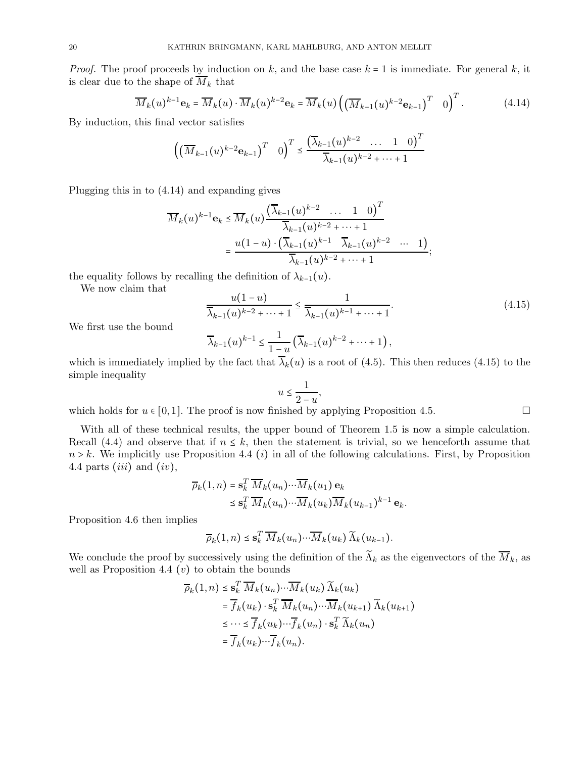*Proof.* The proof proceeds by induction on $k$, and the base case $k = 1$ is immediate. For general $k$, it is clear due to the shape of $\overline{M}_k$ that

$$\overline{M}_k(u)^{k-1}\mathbf{e}_k = \overline{M}_k(u) \cdot \overline{M}_k(u)^{k-2}\mathbf{e}_k = \overline{M}_k(u) \left( \left(\overline{M}_{k-1}(u)^{k-2}\mathbf{e}_{k-1}\right)^T \quad 0\right)^T. \tag{4.14}$$

By induction, this final vector satisfies

$$\left( \left(\overline{M}_{k-1}(u)^{k-2}\mathbf{e}_{k-1}\right)^T \quad 0\right)^T \leq \frac{\left(\overline{\lambda}_{k-1}(u)^{k-2} \quad \dots \quad 1 \quad 0\right)^T}{\overline{\lambda}_{k-1}(u)^{k-2} + \cdots + 1}$$

Plugging this in to (4.14) and expanding gives

$$\begin{aligned}
\overline{M}_k(u)^{k-1}\mathbf{e}_k &\leq \overline{M}_k(u) \frac{\left(\overline{\lambda}_{k-1}(u)^{k-2} \quad \dots \quad 1 \quad 0\right)^T}{\overline{\lambda}_{k-1}(u)^{k-2} + \cdots + 1} \\
&= \frac{u(1-u)\cdot\left(\overline{\lambda}_{k-1}(u)^{k-1} \quad \overline{\lambda}_{k-1}(u)^{k-2} \quad \cdots \quad 1\right)}{\overline{\lambda}_{k-1}(u)^{k-2} + \cdots + 1};
\end{aligned}$$

the equality follows by recalling the definition of $\lambda_{k-1}(u)$.

We now claim that

$$\frac{u(1-u)}{\overline{\lambda}_{k-1}(u)^{k-2} + \cdots + 1} \leq \frac{1}{\overline{\lambda}_{k-1}(u)^{k-1} + \cdots + 1}. \tag{4.15}$$

We first use the bound

$$\overline{\lambda}_{k-1}(u)^{k-1} \leq \frac{1}{1-u}\left(\overline{\lambda}_{k-1}(u)^{k-2} + \cdots + 1\right),$$

which is immediately implied by the fact that $\overline{\lambda}_k(u)$ is a root of (4.5). This then reduces (4.15) to the simple inequality

$$u \leq \frac{1}{2-u},$$

which holds for $u \in [0,1]$. The proof is now finished by applying Proposition 4.5. $\square$

With all of these technical results, the upper bound of Theorem 1.5 is now a simple calculation. Recall (4.4) and observe that if $n \leq k$, then the statement is trivial, so we henceforth assume that $n > k$. We implicitly use Proposition 4.4 $(i)$ in all of the following calculations. First, by Proposition 4.4 parts $(iii)$ and $(iv)$,

$$\begin{aligned}
\overline{\rho}_k(1,n) &= \mathbf{s}_k^T\, \overline{M}_k(u_n) \cdots \overline{M}_k(u_1)\, \mathbf{e}_k \\
&\leq \mathbf{s}_k^T\, \overline{M}_k(u_n) \cdots \overline{M}_k(u_k) \overline{M}_k(u_{k-1})^{k-1}\, \mathbf{e}_k.
\end{aligned}$$

Proposition 4.6 then implies

$$\overline{\rho}_k(1,n) \leq \mathbf{s}_k^T\, \overline{M}_k(u_n) \cdots \overline{M}_k(u_k)\, \widetilde{\Lambda}_k(u_{k-1}).$$

We conclude the proof by successively using the definition of the $\widetilde{\Lambda}_k$ as the eigenvectors of the $\overline{M}_k$, as well as Proposition 4.4 $(v)$ to obtain the bounds

$$\begin{aligned}
\overline{\rho}_k(1,n) &\leq \mathbf{s}_k^T\, \overline{M}_k(u_n) \cdots \overline{M}_k(u_k)\, \widetilde{\Lambda}_k(u_k) \\
&= \overline{f}_k(u_k) \cdot \mathbf{s}_k^T\, \overline{M}_k(u_n) \cdots \overline{M}_k(u_{k+1})\, \widetilde{\Lambda}_k(u_{k+1}) \\
&\leq \cdots \leq \overline{f}_k(u_k) \cdots \overline{f}_k(u_n) \cdot \mathbf{s}_k^T\, \widetilde{\Lambda}_k(u_n) \\
&= \overline{f}_k(u_k) \cdots \overline{f}_k(u_n).
\end{aligned}$$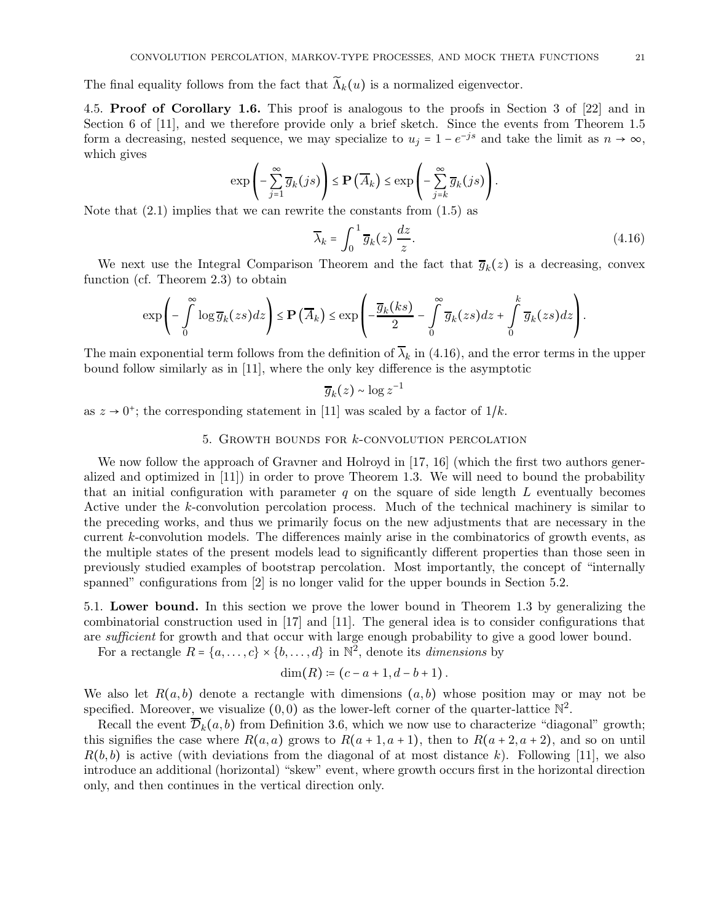The final equality follows from the fact that $\widetilde{\Lambda}_k(u)$ is a normalized eigenvector.

4.5. **Proof of Corollary 1.6.** This proof is analogous to the proofs in Section 3 of [22] and in Section 6 of [11], and we therefore provide only a brief sketch. Since the events from Theorem 1.5 form a decreasing, nested sequence, we may specialize to $u_j = 1 - e^{-js}$ and take the limit as $n \to \infty$, which gives

$$\exp\left(-\sum_{j=1}^{\infty} \overline{g}_k(js)\right) \le \mathbf{P}\left(\overline{A}_k\right) \le \exp\left(-\sum_{j=k}^{\infty} \overline{g}_k(js)\right).$$

Note that (2.1) implies that we can rewrite the constants from (1.5) as

$$\overline{\lambda}_k = \int_0^1 \overline{g}_k(z)\, \frac{dz}{z}. \tag{4.16}$$

We next use the Integral Comparison Theorem and the fact that $\overline{g}_k(z)$ is a decreasing, convex function (cf. Theorem 2.3) to obtain

$$\exp\left(-\int\limits_0^{\infty} \log \overline{g}_k(zs)dz\right) \le \mathbf{P}\left(\overline{A}_k\right) \le \exp\left(-\frac{\overline{g}_k(ks)}{2} - \int\limits_0^{\infty} \overline{g}_k(zs)dz + \int\limits_0^{k} \overline{g}_k(zs)dz\right).$$

The main exponential term follows from the definition of $\overline{\lambda}_k$ in (4.16), and the error terms in the upper bound follow similarly as in [11], where the only key difference is the asymptotic

$$\overline{g}_k(z) \sim \log z^{-1}$$

as $z \to 0^+$; the corresponding statement in [11] was scaled by a factor of $1/k$.

## 5. Growth bounds for $k$-convolution percolation

We now follow the approach of Gravner and Holroyd in [17, 16] (which the first two authors generalized and optimized in [11]) in order to prove Theorem 1.3. We will need to bound the probability that an initial configuration with parameter $q$ on the square of side length $L$ eventually becomes Active under the $k$-convolution percolation process. Much of the technical machinery is similar to the preceding works, and thus we primarily focus on the new adjustments that are necessary in the current $k$-convolution models. The differences mainly arise in the combinatorics of growth events, as the multiple states of the present models lead to significantly different properties than those seen in previously studied examples of bootstrap percolation. Most importantly, the concept of "internally spanned" configurations from [2] is no longer valid for the upper bounds in Section 5.2.

5.1. **Lower bound.** In this section we prove the lower bound in Theorem 1.3 by generalizing the combinatorial construction used in [17] and [11]. The general idea is to consider configurations that are *sufficient* for growth and that occur with large enough probability to give a good lower bound.

For a rectangle $R = \{a, \ldots, c\} \times \{b, \ldots, d\}$ in $\mathbb{N}^2$, denote its *dimensions* by

$$\dim(R) := (c - a + 1, d - b + 1).$$

We also let $R(a, b)$ denote a rectangle with dimensions $(a, b)$ whose position may or may not be specified. Moreover, we visualize $(0, 0)$ as the lower-left corner of the quarter-lattice $\mathbb{N}^2$.

Recall the event $\overline{\mathcal{D}}_k(a, b)$ from Definition 3.6, which we now use to characterize "diagonal" growth; this signifies the case where $R(a, a)$ grows to $R(a+1, a+1)$, then to $R(a+2, a+2)$, and so on until $R(b, b)$ is active (with deviations from the diagonal of at most distance $k$). Following [11], we also introduce an additional (horizontal) "skew" event, where growth occurs first in the horizontal direction only, and then continues in the vertical direction only.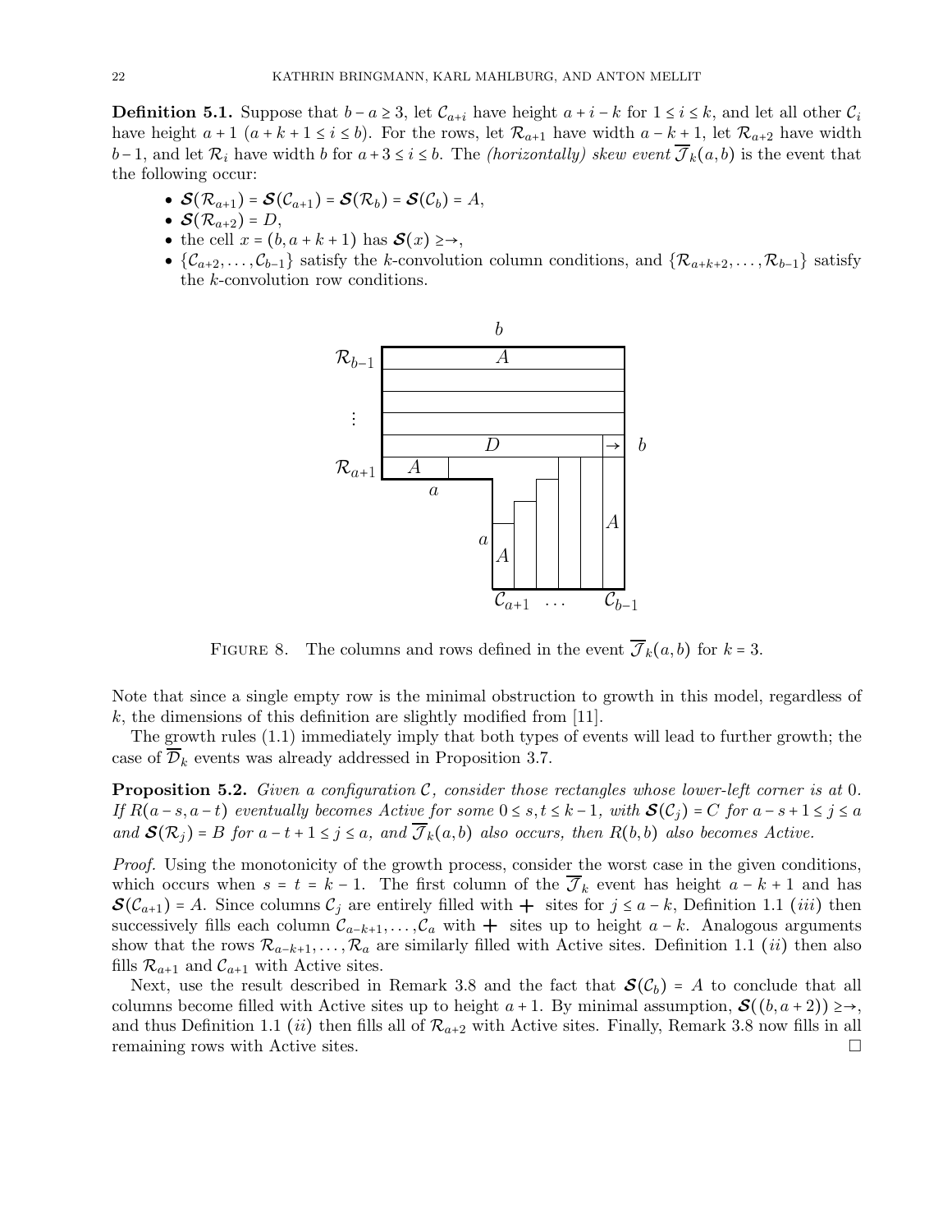**Definition 5.1.** Suppose that $b - a \geq 3$, let $\mathcal{C}_{a+i}$ have height $a + i - k$ for $1 \leq i \leq k$, and let all other $\mathcal{C}_i$ have height $a + 1$ ($a + k + 1 \leq i \leq b$). For the rows, let $\mathcal{R}_{a+1}$ have width $a - k + 1$, let $\mathcal{R}_{a+2}$ have width $b - 1$, and let $\mathcal{R}_i$ have width $b$ for $a + 3 \leq i \leq b$. The *(horizontally) skew event* $\overline{\mathcal{J}}_k(a, b)$ is the event that the following occur:

- $\boldsymbol{\mathcal{S}}(\mathcal{R}_{a+1}) = \boldsymbol{\mathcal{S}}(\mathcal{C}_{a+1}) = \boldsymbol{\mathcal{S}}(\mathcal{R}_b) = \boldsymbol{\mathcal{S}}(\mathcal{C}_b) = A$,
- $\boldsymbol{\mathcal{S}}(\mathcal{R}_{a+2}) = D$,
- the cell $x = (b, a + k + 1)$ has $\boldsymbol{\mathcal{S}}(x) \geq \rightarrow$,
- $\{\mathcal{C}_{a+2}, \dots, \mathcal{C}_{b-1}\}$ satisfy the $k$-convolution column conditions, and $\{\mathcal{R}_{a+k+2}, \dots, \mathcal{R}_{b-1}\}$ satisfy the $k$-convolution row conditions.

FIGURE 8. The columns and rows defined in the event $\overline{\mathcal{J}}_k(a, b)$ for $k = 3$.

Note that since a single empty row is the minimal obstruction to growth in this model, regardless of $k$, the dimensions of this definition are slightly modified from [11].

The growth rules (1.1) immediately imply that both types of events will lead to further growth; the case of $\overline{\mathcal{D}}_k$ events was already addressed in Proposition 3.7.

**Proposition 5.2.** *Given a configuration $\mathcal{C}$, consider those rectangles whose lower-left corner is at 0. If $R(a - s, a - t)$ eventually becomes Active for some $0 \leq s, t \leq k - 1$, with $\boldsymbol{\mathcal{S}}(\mathcal{C}_j) = C$ for $a - s + 1 \leq j \leq a$ and $\boldsymbol{\mathcal{S}}(\mathcal{R}_j) = B$ for $a - t + 1 \leq j \leq a$, and $\overline{\mathcal{J}}_k(a, b)$ also occurs, then $R(b, b)$ also becomes Active.*

*Proof.* Using the monotonicity of the growth process, consider the worst case in the given conditions, which occurs when $s = t = k - 1$. The first column of the $\overline{\mathcal{J}}_k$ event has height $a - k + 1$ and has $\boldsymbol{\mathcal{S}}(\mathcal{C}_{a+1}) = A$. Since columns $\mathcal{C}_j$ are entirely filled with $+$ sites for $j \leq a - k$, Definition 1.1 (*iii*) then successively fills each column $\mathcal{C}_{a-k+1}, \dots, \mathcal{C}_a$ with $+$ sites up to height $a - k$. Analogous arguments show that the rows $\mathcal{R}_{a-k+1}, \dots, \mathcal{R}_a$ are similarly filled with Active sites. Definition 1.1 (*ii*) then also fills $\mathcal{R}_{a+1}$ and $\mathcal{C}_{a+1}$ with Active sites.

Next, use the result described in Remark 3.8 and the fact that $\boldsymbol{\mathcal{S}}(\mathcal{C}_b) = A$ to conclude that all columns become filled with Active sites up to height $a + 1$. By minimal assumption, $\boldsymbol{\mathcal{S}}((b, a + 2)) \geq \rightarrow$, and thus Definition 1.1 (*ii*) then fills all of $\mathcal{R}_{a+2}$ with Active sites. Finally, Remark 3.8 now fills in all remaining rows with Active sites. $\square$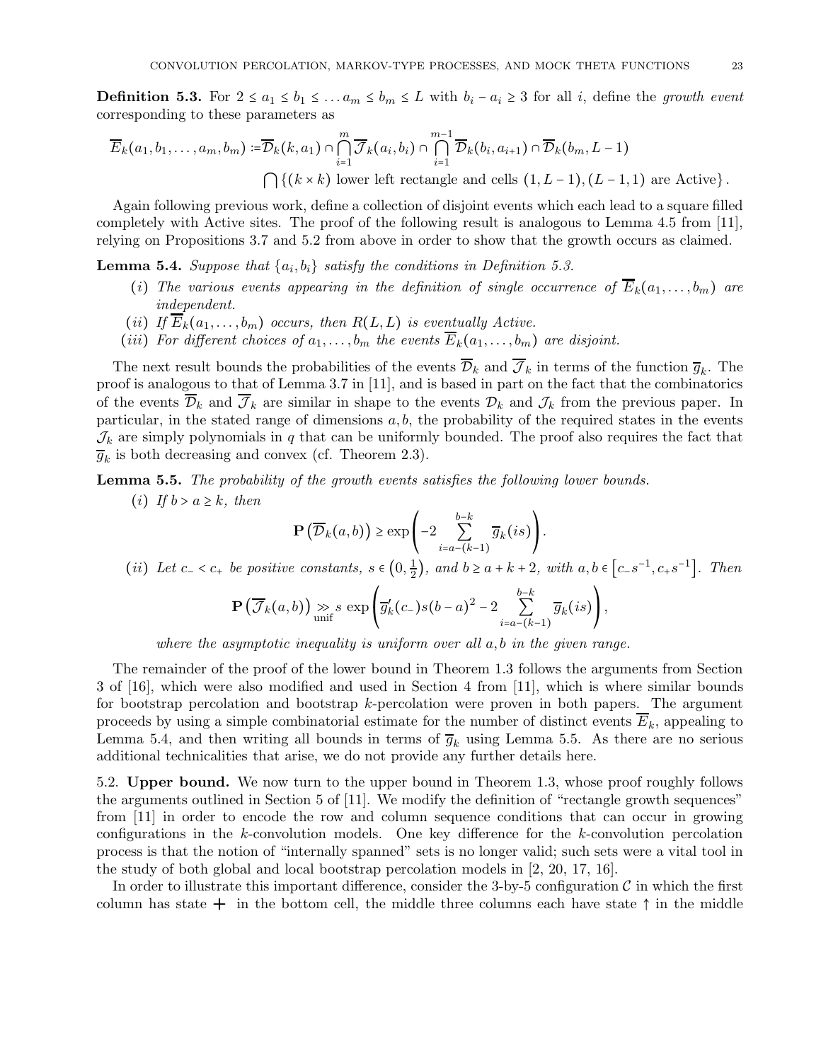**Definition 5.3.** For $2 \le a_1 \le b_1 \le \dots a_m \le b_m \le L$ with $b_i - a_i \ge 3$ for all $i$, define the *growth event* corresponding to these parameters as

$$\overline{E}_k(a_1, b_1, \dots, a_m, b_m) := \overline{\mathcal{D}}_k(k, a_1) \cap \bigcap_{i=1}^{m} \overline{\mathcal{J}}_k(a_i, b_i) \cap \bigcap_{i=1}^{m-1} \overline{\mathcal{D}}_k(b_i, a_{i+1}) \cap \overline{\mathcal{D}}_k(b_m, L-1)$$
$$\bigcap \{(k \times k) \text{ lower left rectangle and cells } (1, L-1), (L-1, 1) \text{ are Active}\}.$$

Again following previous work, define a collection of disjoint events which each lead to a square filled completely with Active sites. The proof of the following result is analogous to Lemma 4.5 from [11], relying on Propositions 3.7 and 5.2 from above in order to show that the growth occurs as claimed.

**Lemma 5.4.** *Suppose that $\{a_i, b_i\}$ satisfy the conditions in Definition 5.3.*

(*i*) *The various events appearing in the definition of single occurrence of $\overline{E}_k(a_1, \dots, b_m)$ are independent.*

(*ii*) *If $\overline{E}_k(a_1, \dots, b_m)$ occurs, then $R(L, L)$ is eventually Active.*

(*iii*) *For different choices of $a_1, \dots, b_m$ the events $\overline{E}_k(a_1, \dots, b_m)$ are disjoint.*

The next result bounds the probabilities of the events $\overline{\mathcal{D}}_k$ and $\overline{\mathcal{J}}_k$ in terms of the function $\overline{g}_k$. The proof is analogous to that of Lemma 3.7 in [11], and is based in part on the fact that the combinatorics of the events $\overline{\mathcal{D}}_k$ and $\overline{\mathcal{J}}_k$ are similar in shape to the events $\mathcal{D}_k$ and $\mathcal{J}_k$ from the previous paper. In particular, in the stated range of dimensions $a, b$, the probability of the required states in the events $\mathcal{J}_k$ are simply polynomials in $q$ that can be uniformly bounded. The proof also requires the fact that $\overline{g}_k$ is both decreasing and convex (cf. Theorem 2.3).

**Lemma 5.5.** *The probability of the growth events satisfies the following lower bounds.*

(*i*) *If $b > a \ge k$, then*

$$\mathbf{P}\left(\overline{\mathcal{D}}_k(a, b)\right) \ge \exp\left(-2 \sum_{i=a-(k-1)}^{b-k} \overline{g}_k(is)\right).$$

(*ii*) *Let $c_- < c_+$ be positive constants, $s \in \left(0, \frac{1}{2}\right)$, and $b \ge a + k + 2$, with $a, b \in \left[c_- s^{-1}, c_+ s^{-1}\right]$. Then*

$$\mathbf{P}\left(\overline{\mathcal{J}}_k(a, b)\right) \underset{\text{unif}}{\gg} s \, \exp\left(\overline{g}_k'(c_-) s (b-a)^2 - 2 \sum_{i=a-(k-1)}^{b-k} \overline{g}_k(is)\right),$$

*where the asymptotic inequality is uniform over all $a, b$ in the given range.*

The remainder of the proof of the lower bound in Theorem 1.3 follows the arguments from Section 3 of [16], which were also modified and used in Section 4 from [11], which is where similar bounds for bootstrap percolation and bootstrap $k$-percolation were proven in both papers. The argument proceeds by using a simple combinatorial estimate for the number of distinct events $\overline{E}_k$, appealing to Lemma 5.4, and then writing all bounds in terms of $\overline{g}_k$ using Lemma 5.5. As there are no serious additional technicalities that arise, we do not provide any further details here.

## 5.2. Upper bound.

We now turn to the upper bound in Theorem 1.3, whose proof roughly follows the arguments outlined in Section 5 of [11]. We modify the definition of "rectangle growth sequences" from [11] in order to encode the row and column sequence conditions that can occur in growing configurations in the $k$-convolution models. One key difference for the $k$-convolution percolation process is that the notion of "internally spanned" sets is no longer valid; such sets were a vital tool in the study of both global and local bootstrap percolation models in [2, 20, 17, 16].

In order to illustrate this important difference, consider the 3-by-5 configuration $\mathcal{C}$ in which the first column has state $+$ in the bottom cell, the middle three columns each have state $\uparrow$ in the middle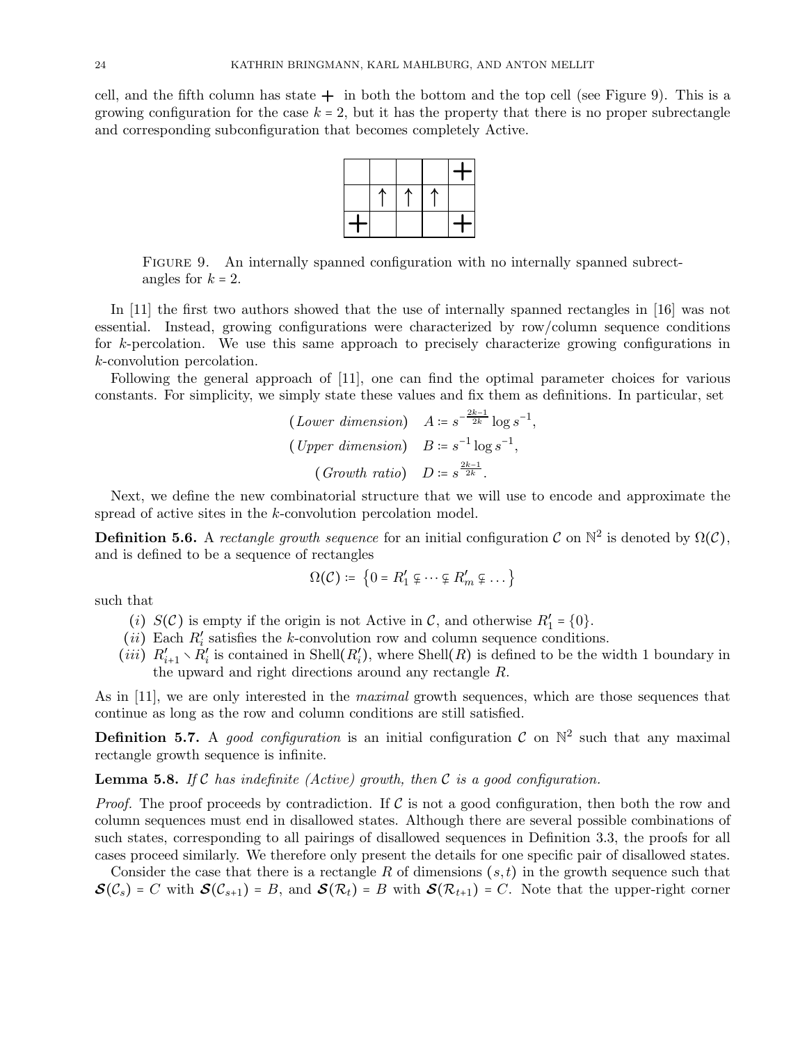cell, and the fifth column has state $+$ in both the bottom and the top cell (see Figure 9). This is a growing configuration for the case $k = 2$, but it has the property that there is no proper subrectangle and corresponding subconfiguration that becomes completely Active.

| | | | | $+$ |
|---|---|---|---|---|
| | $\uparrow$ | $\uparrow$ | $\uparrow$ | |
| $+$ | | | | $+$ |

FIGURE 9. An internally spanned configuration with no internally spanned subrectangles for $k = 2$.

In [11] the first two authors showed that the use of internally spanned rectangles in [16] was not essential. Instead, growing configurations were characterized by row/column sequence conditions for $k$-percolation. We use this same approach to precisely characterize growing configurations in $k$-convolution percolation.

Following the general approach of [11], one can find the optimal parameter choices for various constants. For simplicity, we simply state these values and fix them as definitions. In particular, set

$$
\begin{aligned}
(\textit{Lower dimension}) \quad & A := s^{-\frac{2k-1}{2k}} \log s^{-1}, \\
(\textit{Upper dimension}) \quad & B := s^{-1} \log s^{-1}, \\
(\textit{Growth ratio}) \quad & D := s^{\frac{2k-1}{2k}}.
\end{aligned}
$$

Next, we define the new combinatorial structure that we will use to encode and approximate the spread of active sites in the $k$-convolution percolation model.

**Definition 5.6.** A *rectangle growth sequence* for an initial configuration $\mathcal{C}$ on $\mathbb{N}^2$ is denoted by $\Omega(\mathcal{C})$, and is defined to be a sequence of rectangles

$$
\Omega(\mathcal{C}) := \left\{ 0 = R_1' \subsetneq \cdots \subsetneq R_m' \subsetneq \dots \right\}
$$

such that

(*i*) $S(\mathcal{C})$ is empty if the origin is not Active in $\mathcal{C}$, and otherwise $R_1' = \{0\}$.

(*ii*) Each $R_i'$ satisfies the $k$-convolution row and column sequence conditions.

(*iii*) $R_{i+1}' \smallsetminus R_i'$ is contained in $\operatorname{Shell}(R_i')$, where $\operatorname{Shell}(R)$ is defined to be the width 1 boundary in the upward and right directions around any rectangle $R$.

As in [11], we are only interested in the *maximal* growth sequences, which are those sequences that continue as long as the row and column conditions are still satisfied.

**Definition 5.7.** A *good configuration* is an initial configuration $\mathcal{C}$ on $\mathbb{N}^2$ such that any maximal rectangle growth sequence is infinite.

**Lemma 5.8.** *If $\mathcal{C}$ has indefinite (Active) growth, then $\mathcal{C}$ is a good configuration.*

*Proof.* The proof proceeds by contradiction. If $\mathcal{C}$ is not a good configuration, then both the row and column sequences must end in disallowed states. Although there are several possible combinations of such states, corresponding to all pairings of disallowed sequences in Definition 3.3, the proofs for all cases proceed similarly. We therefore only present the details for one specific pair of disallowed states.

Consider the case that there is a rectangle $R$ of dimensions $(s,t)$ in the growth sequence such that $\boldsymbol{\mathcal{S}}(\mathcal{C}_s) = C$ with $\boldsymbol{\mathcal{S}}(\mathcal{C}_{s+1}) = B$, and $\boldsymbol{\mathcal{S}}(\mathcal{R}_t) = B$ with $\boldsymbol{\mathcal{S}}(\mathcal{R}_{t+1}) = C$. Note that the upper-right corner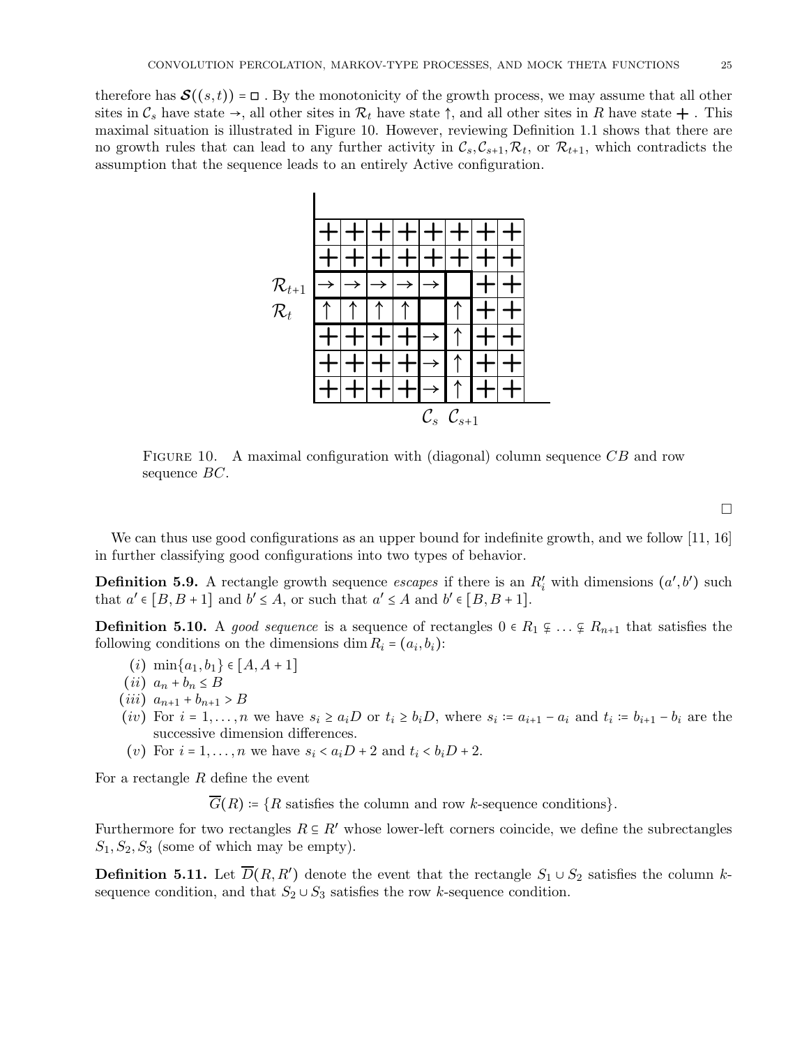therefore has $\boldsymbol{\mathcal{S}}((s,t)) = \square$. By the monotonicity of the growth process, we may assume that all other sites in $\mathcal{C}_s$ have state $\rightarrow$, all other sites in $\mathcal{R}_t$ have state $\uparrow$, and all other sites in $R$ have state $+$. This maximal situation is illustrated in Figure 10. However, reviewing Definition 1.1 shows that there are no growth rules that can lead to any further activity in $\mathcal{C}_s, \mathcal{C}_{s+1}, \mathcal{R}_t$, or $\mathcal{R}_{t+1}$, which contradicts the assumption that the sequence leads to an entirely Active configuration.

Figure 10. A maximal configuration with (diagonal) column sequence $CB$ and row sequence $BC$.

□

We can thus use good configurations as an upper bound for indefinite growth, and we follow [11, 16] in further classifying good configurations into two types of behavior.

**Definition 5.9.** A rectangle growth sequence *escapes* if there is an $R_i'$ with dimensions $(a', b')$ such that $a' \in [B, B+1]$ and $b' \leq A$, or such that $a' \leq A$ and $b' \in [B, B+1]$.

**Definition 5.10.** A *good sequence* is a sequence of rectangles $0 \in R_1 \subsetneq \ldots \subsetneq R_{n+1}$ that satisfies the following conditions on the dimensions $\dim R_i = (a_i, b_i)$:

- $(i)$ $\min\{a_1, b_1\} \in [A, A+1]$
- $(ii)$ $a_n + b_n \leq B$
- $(iii)$ $a_{n+1} + b_{n+1} > B$
- $(iv)$ For $i = 1, \ldots, n$ we have $s_i \geq a_i D$ or $t_i \geq b_i D$, where $s_i := a_{i+1} - a_i$ and $t_i := b_{i+1} - b_i$ are the successive dimension differences.
- $(v)$ For $i = 1, \ldots, n$ we have $s_i < a_i D + 2$ and $t_i < b_i D + 2$.

For a rectangle $R$ define the event

$$\overline{G}(R) := \{R \text{ satisfies the column and row } k\text{-sequence conditions}\}.$$

Furthermore for two rectangles $R \subseteq R'$ whose lower-left corners coincide, we define the subrectangles $S_1, S_2, S_3$ (some of which may be empty).

**Definition 5.11.** Let $\overline{D}(R, R')$ denote the event that the rectangle $S_1 \cup S_2$ satisfies the column $k$-sequence condition, and that $S_2 \cup S_3$ satisfies the row $k$-sequence condition.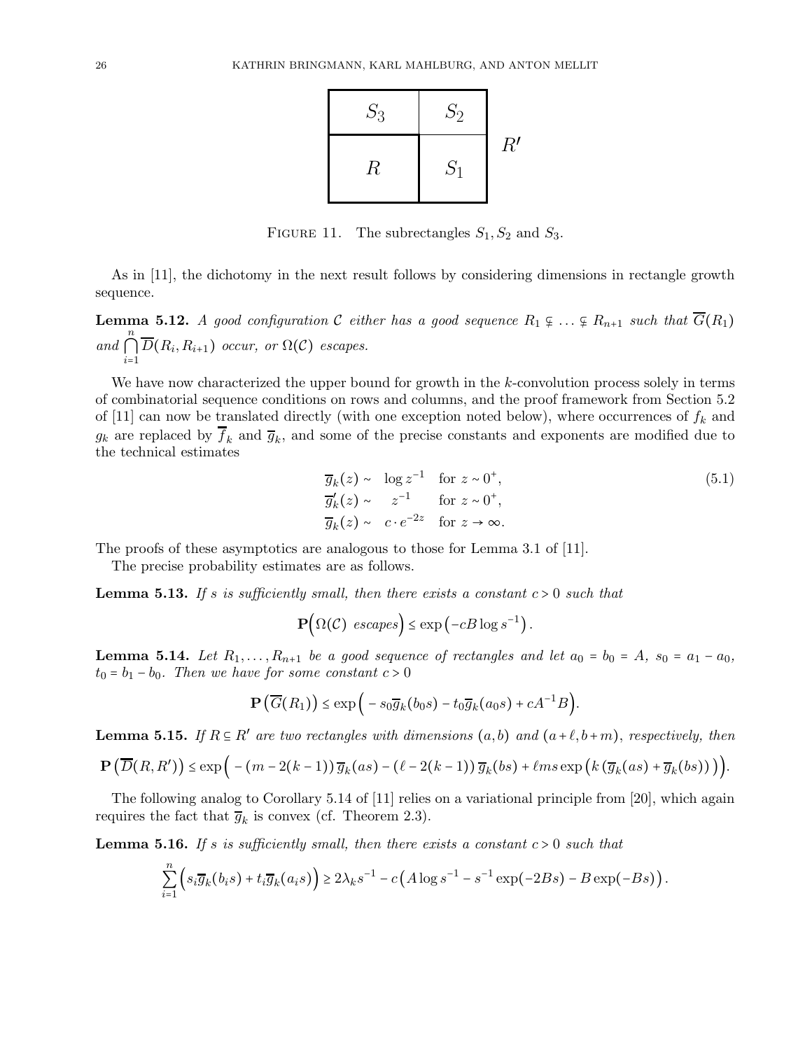FIGURE 11. The subrectangles $S_1, S_2$ and $S_3$.

As in [11], the dichotomy in the next result follows by considering dimensions in rectangle growth sequence.

**Lemma 5.12.** *A good configuration $\mathcal{C}$ either has a good sequence $R_1 \subsetneq \ldots \subsetneq R_{n+1}$ such that $\overline{G}(R_1)$ and $\bigcap_{i=1}^{n} \overline{D}(R_i, R_{i+1})$ occur, or $\Omega(\mathcal{C})$ escapes.*

We have now characterized the upper bound for growth in the $k$-convolution process solely in terms of combinatorial sequence conditions on rows and columns, and the proof framework from Section 5.2 of [11] can now be translated directly (with one exception noted below), where occurrences of $f_k$ and $g_k$ are replaced by $\overline{f}_k$ and $\overline{g}_k$, and some of the precise constants and exponents are modified due to the technical estimates

$$
\begin{aligned}
\overline{g}_k(z) &\sim \log z^{-1} \quad \text{for } z \sim 0^+, \\
\overline{g}_k'(z) &\sim z^{-1} \quad \text{for } z \sim 0^+, \\
\overline{g}_k(z) &\sim c \cdot e^{-2z} \quad \text{for } z \to \infty.
\end{aligned}
\tag{5.1}
$$

The proofs of these asymptotics are analogous to those for Lemma 3.1 of [11].

The precise probability estimates are as follows.

**Lemma 5.13.** *If $s$ is sufficiently small, then there exists a constant $c > 0$ such that*

$$\mathbf{P}\Big(\Omega(\mathcal{C}) \text{ escapes}\Big) \le \exp\left(-cB\log s^{-1}\right).$$

**Lemma 5.14.** *Let $R_1, \ldots, R_{n+1}$ be a good sequence of rectangles and let $a_0 = b_0 = A$, $s_0 = a_1 - a_0$, $t_0 = b_1 - b_0$. Then we have for some constant $c > 0$*

$$\mathbf{P}\left(\overline{G}(R_1)\right) \le \exp\Big(-s_0\overline{g}_k(b_0 s) - t_0\overline{g}_k(a_0 s) + cA^{-1}B\Big).$$

**Lemma 5.15.** *If $R \subseteq R'$ are two rectangles with dimensions $(a,b)$ and $(a+\ell, b+m)$, respectively, then*

$$\mathbf{P}\left(\overline{D}(R,R')\right) \le \exp\Big(-\left(m - 2(k-1)\right)\overline{g}_k(as) - \left(\ell - 2(k-1)\right)\overline{g}_k(bs) + \ell m s \exp\left(k\left(\overline{g}_k(as) + \overline{g}_k(bs)\right)\right)\Big).$$

The following analog to Corollary 5.14 of [11] relies on a variational principle from [20], which again requires the fact that $\overline{g}_k$ is convex (cf. Theorem 2.3).

**Lemma 5.16.** *If $s$ is sufficiently small, then there exists a constant $c > 0$ such that*

$$\sum_{i=1}^{n}\Big(s_i\overline{g}_k(b_i s) + t_i\overline{g}_k(a_i s)\Big) \ge 2\lambda_k s^{-1} - c\left(A\log s^{-1} - s^{-1}\exp(-2Bs) - B\exp(-Bs)\right).$$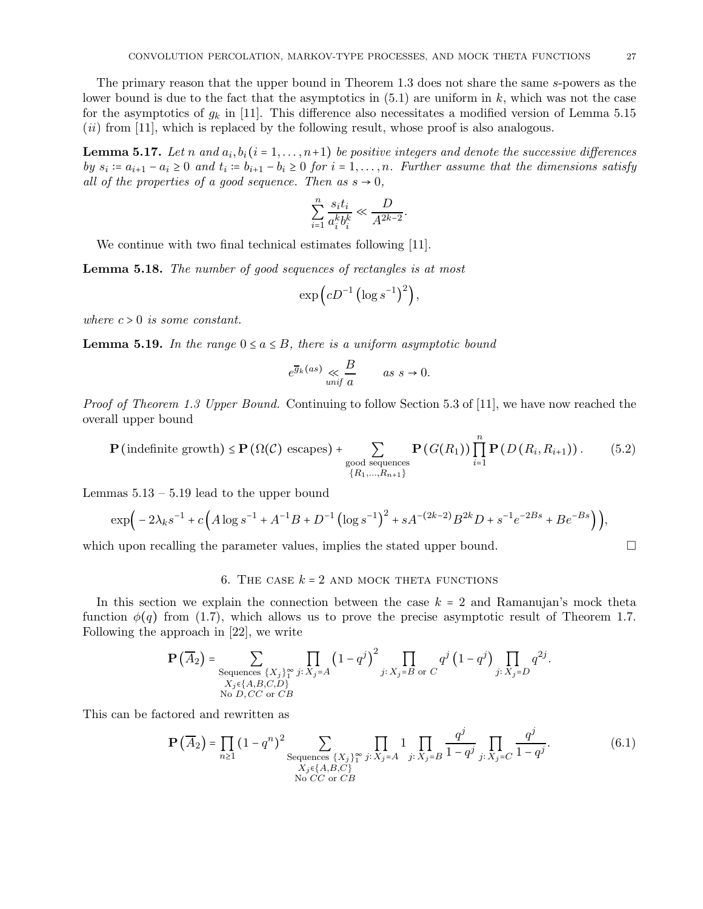The primary reason that the upper bound in Theorem 1.3 does not share the same $s$-powers as the lower bound is due to the fact that the asymptotics in (5.1) are uniform in $k$, which was not the case for the asymptotics of $g_k$ in [11]. This difference also necessitates a modified version of Lemma 5.15 $(ii)$ from [11], which is replaced by the following result, whose proof is also analogous.

**Lemma 5.17.** *Let $n$ and $a_i, b_i (i = 1, \dots, n+1)$ be positive integers and denote the successive differences by $s_i := a_{i+1} - a_i \geq 0$ and $t_i := b_{i+1} - b_i \geq 0$ for $i = 1, \dots, n$. Further assume that the dimensions satisfy all of the properties of a good sequence. Then as $s \to 0$,*

$$\sum_{i=1}^{n} \frac{s_i t_i}{a_i^k b_i^k} \ll \frac{D}{A^{2k-2}}.$$

We continue with two final technical estimates following [11].

**Lemma 5.18.** *The number of good sequences of rectangles is at most*

$$\exp\left(cD^{-1}\left(\log s^{-1}\right)^2\right),$$

*where $c > 0$ is some constant.*

**Lemma 5.19.** *In the range $0 \leq a \leq B$, there is a uniform asymptotic bound*

$$e^{\overline{g}_k(as)} \underset{unif}{\ll} \frac{B}{a} \qquad \text{as } s \to 0.$$

*Proof of Theorem 1.3 Upper Bound.* Continuing to follow Section 5.3 of [11], we have now reached the overall upper bound

$$\mathbf{P}\left(\text{indefinite growth}\right) \leq \mathbf{P}\left(\Omega(\mathcal{C}) \text{ escapes}\right) + \sum_{\substack{\text{good sequences} \\ \{R_1, \dots, R_{n+1}\}}} \mathbf{P}\left(G(R_1)\right) \prod_{i=1}^{n} \mathbf{P}\left(D\left(R_i, R_{i+1}\right)\right). \tag{5.2}$$

Lemmas 5.13 – 5.19 lead to the upper bound

$$\exp\Big(-2\lambda_k s^{-1} + c\Big(A\log s^{-1} + A^{-1}B + D^{-1}\left(\log s^{-1}\right)^2 + sA^{-(2k-2)}B^{2k}D + s^{-1}e^{-2Bs} + Be^{-Bs}\Big)\Big),$$

which upon recalling the parameter values, implies the stated upper bound. $\square$

## 6. The case $k = 2$ and mock theta functions

In this section we explain the connection between the case $k = 2$ and Ramanujan's mock theta function $\phi(q)$ from (1.7), which allows us to prove the precise asymptotic result of Theorem 1.7. Following the approach in [22], we write

$$\mathbf{P}\left(\overline{A}_2\right) = \sum_{\substack{\text{Sequences } \{X_j\}_1^\infty \\ X_j \in \{A,B,C,D\} \\ \text{No } D, CC \text{ or } CB}} \prod_{j:\, X_j = A} \left(1 - q^j\right)^2 \prod_{j:\, X_j = B \text{ or } C} q^j\left(1 - q^j\right) \prod_{j:\, X_j = D} q^{2j}.$$

This can be factored and rewritten as

$$\mathbf{P}\left(\overline{A}_2\right) = \prod_{n \geq 1}\left(1 - q^n\right)^2 \sum_{\substack{\text{Sequences } \{X_j\}_1^\infty \\ X_j \in \{A,B,C\} \\ \text{No } CC \text{ or } CB}} \prod_{j:\, X_j = A} 1 \prod_{j:\, X_j = B} \frac{q^j}{1 - q^j} \prod_{j:\, X_j = C} \frac{q^j}{1 - q^j}. \tag{6.1}$$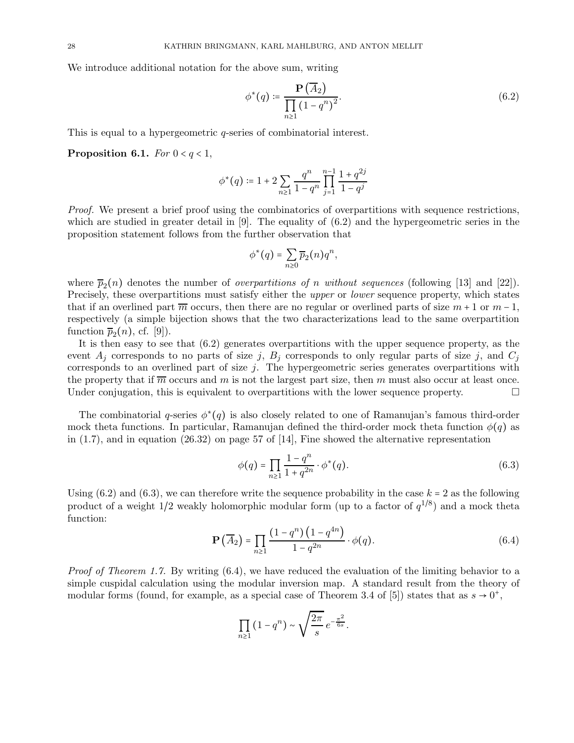We introduce additional notation for the above sum, writing

$$\phi^*(q) := \frac{\mathbf{P}\left(\overline{A}_2\right)}{\prod\limits_{n\geq 1}\left(1-q^n\right)^2}. \tag{6.2}$$

This is equal to a hypergeometric $q$-series of combinatorial interest.

**Proposition 6.1.** *For* $0 < q < 1$,

$$\phi^*(q) := 1 + 2\sum_{n\geq 1}\frac{q^n}{1-q^n}\prod_{j=1}^{n-1}\frac{1+q^{2j}}{1-q^j}$$

*Proof.* We present a brief proof using the combinatorics of overpartitions with sequence restrictions, which are studied in greater detail in [9]. The equality of (6.2) and the hypergeometric series in the proposition statement follows from the further observation that

$$\phi^*(q) = \sum_{n\geq 0}\overline{p}_2(n)q^n,$$

where $\overline{p}_2(n)$ denotes the number of *overpartitions of* $n$ *without sequences* (following [13] and [22]). Precisely, these overpartitions must satisfy either the *upper* or *lower* sequence property, which states that if an overlined part $\overline{m}$ occurs, then there are no regular or overlined parts of size $m+1$ or $m-1$, respectively (a simple bijection shows that the two characterizations lead to the same overpartition function $\overline{p}_2(n)$, cf. [9]).

It is then easy to see that (6.2) generates overpartitions with the upper sequence property, as the event $A_j$ corresponds to no parts of size $j$, $B_j$ corresponds to only regular parts of size $j$, and $C_j$ corresponds to an overlined part of size $j$. The hypergeometric series generates overpartitions with the property that if $\overline{m}$ occurs and $m$ is not the largest part size, then $m$ must also occur at least once. Under conjugation, this is equivalent to overpartitions with the lower sequence property. □

The combinatorial $q$-series $\phi^*(q)$ is also closely related to one of Ramanujan's famous third-order mock theta functions. In particular, Ramanujan defined the third-order mock theta function $\phi(q)$ as in (1.7), and in equation (26.32) on page 57 of [14], Fine showed the alternative representation

$$\phi(q) = \prod_{n\geq 1}\frac{1-q^n}{1+q^{2n}}\cdot\phi^*(q). \tag{6.3}$$

Using (6.2) and (6.3), we can therefore write the sequence probability in the case $k=2$ as the following product of a weight $1/2$ weakly holomorphic modular form (up to a factor of $q^{1/8}$) and a mock theta function:

$$\mathbf{P}\left(\overline{A}_2\right) = \prod_{n\geq 1}\frac{\left(1-q^n\right)\left(1-q^{4n}\right)}{1-q^{2n}}\cdot\phi(q). \tag{6.4}$$

*Proof of Theorem 1.7.* By writing (6.4), we have reduced the evaluation of the limiting behavior to a simple cuspidal calculation using the modular inversion map. A standard result from the theory of modular forms (found, for example, as a special case of Theorem 3.4 of [5]) states that as $s\to 0^+$,

$$\prod_{n\geq 1}\left(1-q^n\right)\sim\sqrt{\frac{2\pi}{s}}\,e^{-\frac{\pi^2}{6s}}.$$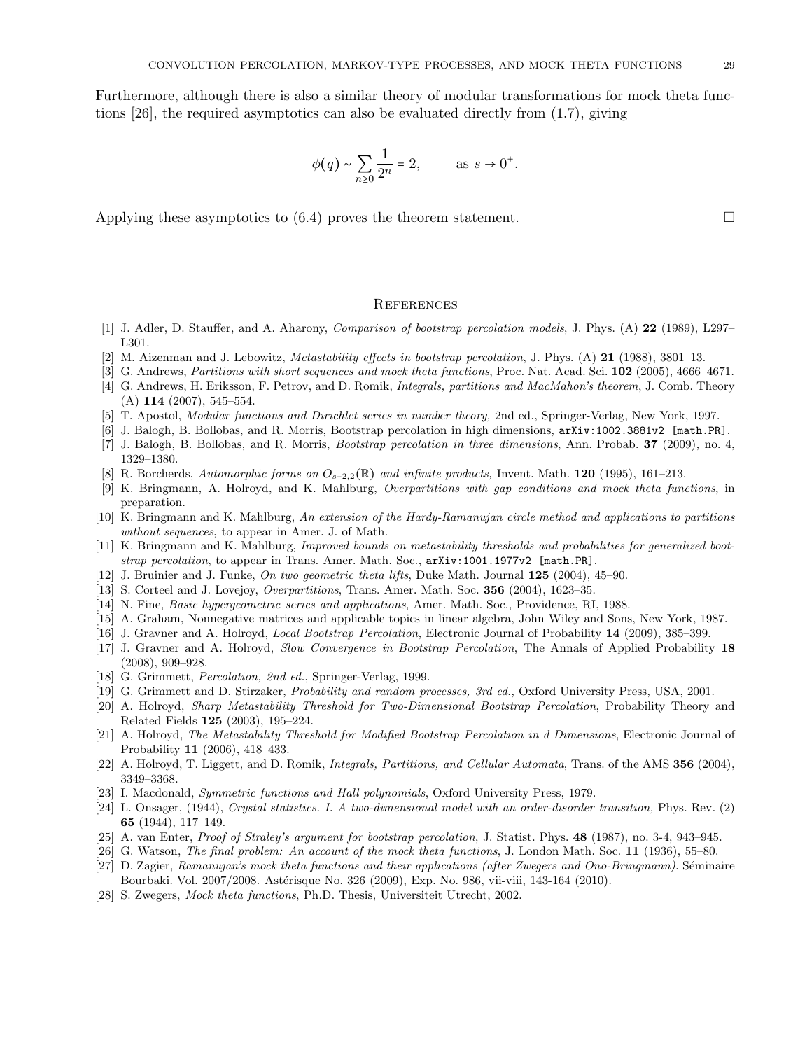Furthermore, although there is also a similar theory of modular transformations for mock theta functions [26], the required asymptotics can also be evaluated directly from (1.7), giving

$$\phi(q) \sim \sum_{n \geq 0} \frac{1}{2^n} = 2, \qquad \text{as } s \to 0^+.$$

Applying these asymptotics to (6.4) proves the theorem statement. $\square$

## References

[1] J. Adler, D. Stauffer, and A. Aharony, *Comparison of bootstrap percolation models*, J. Phys. (A) **22** (1989), L297–L301.

[2] M. Aizenman and J. Lebowitz, *Metastability effects in bootstrap percolation*, J. Phys. (A) **21** (1988), 3801–13.

[3] G. Andrews, *Partitions with short sequences and mock theta functions*, Proc. Nat. Acad. Sci. **102** (2005), 4666–4671.

[4] G. Andrews, H. Eriksson, F. Petrov, and D. Romik, *Integrals, partitions and MacMahon's theorem*, J. Comb. Theory (A) **114** (2007), 545–554.

[5] T. Apostol, *Modular functions and Dirichlet series in number theory,* 2nd ed., Springer-Verlag, New York, 1997.

[6] J. Balogh, B. Bollobas, and R. Morris, Bootstrap percolation in high dimensions, `arXiv:1002.3881v2 [math.PR]`.

[7] J. Balogh, B. Bollobas, and R. Morris, *Bootstrap percolation in three dimensions*, Ann. Probab. **37** (2009), no. 4, 1329–1380.

[8] R. Borcherds, *Automorphic forms on* $O_{s+2,2}(\mathbb{R})$ *and infinite products,* Invent. Math. **120** (1995), 161–213.

[9] K. Bringmann, A. Holroyd, and K. Mahlburg, *Overpartitions with gap conditions and mock theta functions*, in preparation.

[10] K. Bringmann and K. Mahlburg, *An extension of the Hardy-Ramanujan circle method and applications to partitions without sequences*, to appear in Amer. J. of Math.

[11] K. Bringmann and K. Mahlburg, *Improved bounds on metastability thresholds and probabilities for generalized bootstrap percolation*, to appear in Trans. Amer. Math. Soc., `arXiv:1001.1977v2 [math.PR]`.

[12] J. Bruinier and J. Funke, *On two geometric theta lifts*, Duke Math. Journal **125** (2004), 45–90.

[13] S. Corteel and J. Lovejoy, *Overpartitions*, Trans. Amer. Math. Soc. **356** (2004), 1623–35.

[14] N. Fine, *Basic hypergeometric series and applications*, Amer. Math. Soc., Providence, RI, 1988.

[15] A. Graham, Nonnegative matrices and applicable topics in linear algebra, John Wiley and Sons, New York, 1987.

[16] J. Gravner and A. Holroyd, *Local Bootstrap Percolation*, Electronic Journal of Probability **14** (2009), 385–399.

[17] J. Gravner and A. Holroyd, *Slow Convergence in Bootstrap Percolation*, The Annals of Applied Probability **18** (2008), 909–928.

[18] G. Grimmett, *Percolation, 2nd ed.*, Springer-Verlag, 1999.

[19] G. Grimmett and D. Stirzaker, *Probability and random processes, 3rd ed.*, Oxford University Press, USA, 2001.

[20] A. Holroyd, *Sharp Metastability Threshold for Two-Dimensional Bootstrap Percolation*, Probability Theory and Related Fields **125** (2003), 195–224.

[21] A. Holroyd, *The Metastability Threshold for Modified Bootstrap Percolation in d Dimensions*, Electronic Journal of Probability **11** (2006), 418–433.

[22] A. Holroyd, T. Liggett, and D. Romik, *Integrals, Partitions, and Cellular Automata*, Trans. of the AMS **356** (2004), 3349–3368.

[23] I. Macdonald, *Symmetric functions and Hall polynomials*, Oxford University Press, 1979.

[24] L. Onsager, (1944), *Crystal statistics. I. A two-dimensional model with an order-disorder transition,* Phys. Rev. (2) **65** (1944), 117–149.

[25] A. van Enter, *Proof of Straley's argument for bootstrap percolation*, J. Statist. Phys. **48** (1987), no. 3-4, 943–945.

[26] G. Watson, *The final problem: An account of the mock theta functions*, J. London Math. Soc. **11** (1936), 55–80.

[27] D. Zagier, *Ramanujan's mock theta functions and their applications (after Zwegers and Ono-Bringmann).* Séminaire Bourbaki. Vol. 2007/2008. Astérisque No. 326 (2009), Exp. No. 986, vii-viii, 143-164 (2010).

[28] S. Zwegers, *Mock theta functions*, Ph.D. Thesis, Universiteit Utrecht, 2002.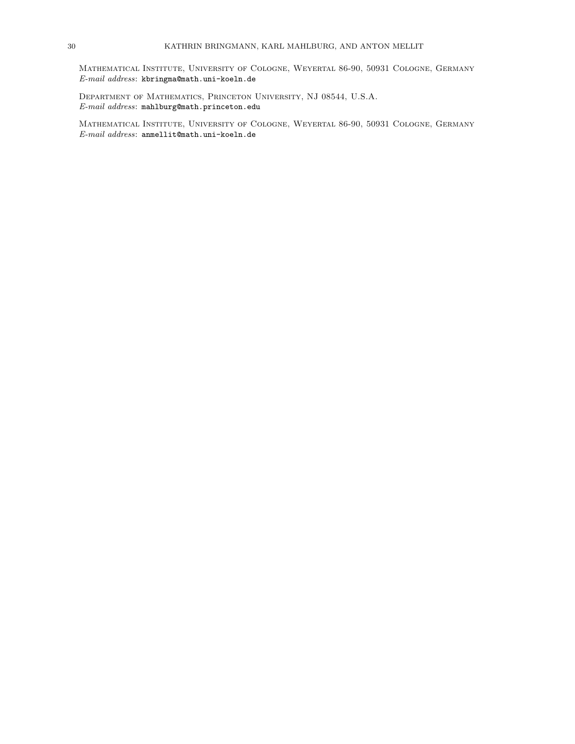Mathematical Institute, University of Cologne, Weyertal 86-90, 50931 Cologne, Germany
*E-mail address*: kbringma@math.uni-koeln.de

Department of Mathematics, Princeton University, NJ 08544, U.S.A.
*E-mail address*: mahlburg@math.princeton.edu

Mathematical Institute, University of Cologne, Weyertal 86-90, 50931 Cologne, Germany
*E-mail address*: anmellit@math.uni-koeln.de